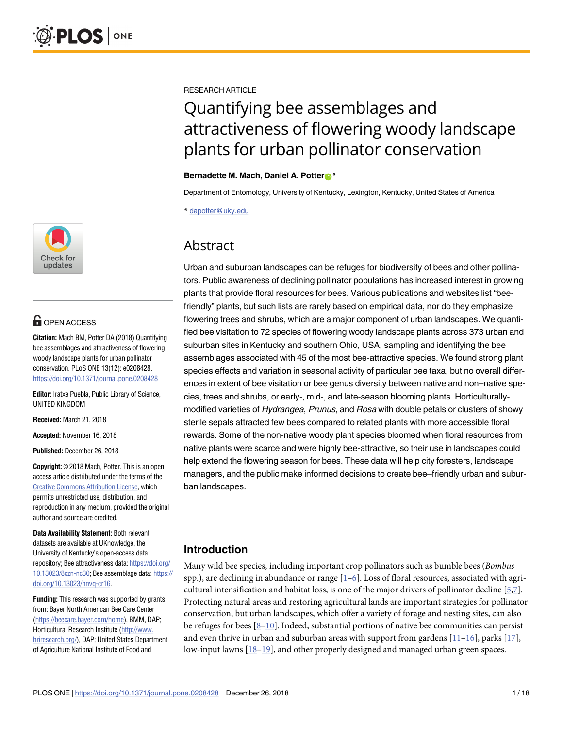RESEARCH ARTICLE

# Quantifying bee assemblages and attractiveness of flowering woody landscape plants for urban pollinator conservation

**Bernadette M. Mach, Daniel A. Potter***

Department of Entomology, University of Kentucky, Lexington, Kentucky, United States of America

* dapotter@uky.edu

OPEN ACCESS

**Citation:** Mach BM, Potter DA (2018) Quantifying bee assemblages and attractiveness of flowering woody landscape plants for urban pollinator conservation. PLoS ONE 13(12): e0208428. https://doi.org/10.1371/journal.pone.0208428

**Editor:** Iratxe Puebla, Public Library of Science, UNITED KINGDOM

**Received:** March 21, 2018

**Accepted:** November 16, 2018

**Published:** December 26, 2018

**Copyright:** © 2018 Mach, Potter. This is an open access article distributed under the terms of the Creative Commons Attribution License, which permits unrestricted use, distribution, and reproduction in any medium, provided the original author and source are credited.

**Data Availability Statement:** Both relevant datasets are available at UKnowledge, the University of Kentucky's open-access data repository; Bee attractiveness data: https://doi.org/10.13023/8czn-nc30; Bee assemblage data: https://doi.org/10.13023/hnvq-cr16.

**Funding:** This research was supported by grants from: Bayer North American Bee Care Center (https://beecare.bayer.com/home), BMM, DAP; Horticultural Research Institute (http://www.hriresearch.org/), DAP; United States Department of Agriculture National Institute of Food and

## Abstract

Urban and suburban landscapes can be refuges for biodiversity of bees and other pollinators. Public awareness of declining pollinator populations has increased interest in growing plants that provide floral resources for bees. Various publications and websites list "bee-friendly" plants, but such lists are rarely based on empirical data, nor do they emphasize flowering trees and shrubs, which are a major component of urban landscapes. We quantified bee visitation to 72 species of flowering woody landscape plants across 373 urban and suburban sites in Kentucky and southern Ohio, USA, sampling and identifying the bee assemblages associated with 45 of the most bee-attractive species. We found strong plant species effects and variation in seasonal activity of particular bee taxa, but no overall differences in extent of bee visitation or bee genus diversity between native and non–native species, trees and shrubs, or early-, mid-, and late-season blooming plants. Horticulturally-modified varieties of *Hydrangea*, *Prunus*, and *Rosa* with double petals or clusters of showy sterile sepals attracted few bees compared to related plants with more accessible floral rewards. Some of the non-native woody plant species bloomed when floral resources from native plants were scarce and were highly bee-attractive, so their use in landscapes could help extend the flowering season for bees. These data will help city foresters, landscape managers, and the public make informed decisions to create bee–friendly urban and suburban landscapes.

## Introduction

Many wild bee species, including important crop pollinators such as bumble bees (*Bombus* spp.), are declining in abundance or range [1–6]. Loss of floral resources, associated with agricultural intensification and habitat loss, is one of the major drivers of pollinator decline [5,7]. Protecting natural areas and restoring agricultural lands are important strategies for pollinator conservation, but urban landscapes, which offer a variety of forage and nesting sites, can also be refuges for bees [8–10]. Indeed, substantial portions of native bee communities can persist and even thrive in urban and suburban areas with support from gardens [11–16], parks [17], low-input lawns [18–19], and other properly designed and managed urban green spaces.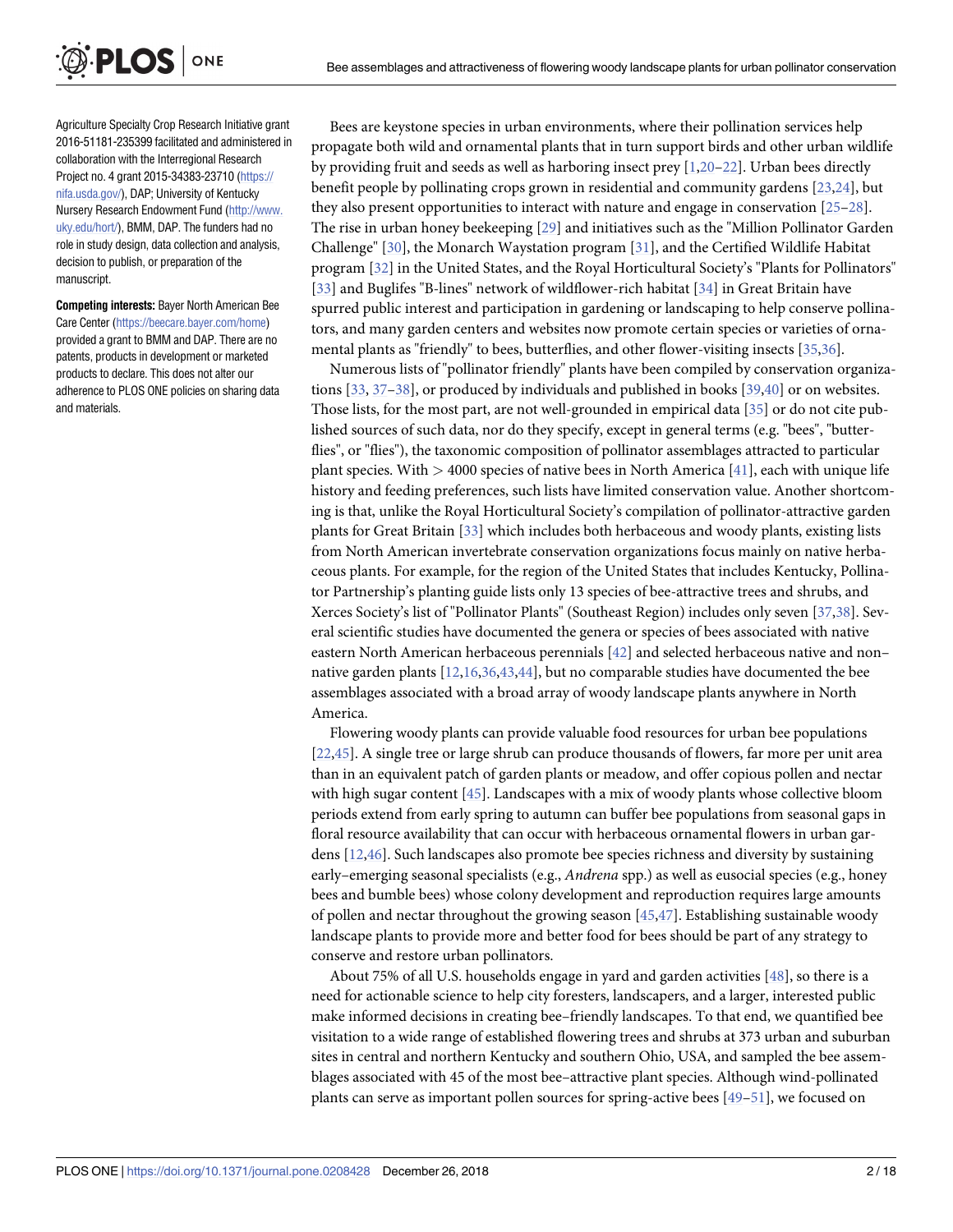Agriculture Specialty Crop Research Initiative grant 2016-51181-235399 facilitated and administered in collaboration with the Interregional Research Project no. 4 grant 2015-34383-23710 (https://nifa.usda.gov/), DAP; University of Kentucky Nursery Research Endowment Fund (http://www.uky.edu/hort/), BMM, DAP. The funders had no role in study design, data collection and analysis, decision to publish, or preparation of the manuscript.

**Competing interests:** Bayer North American Bee Care Center (https://beecare.bayer.com/home) provided a grant to BMM and DAP. There are no patents, products in development or marketed products to declare. This does not alter our adherence to PLOS ONE policies on sharing data and materials.

Bees are keystone species in urban environments, where their pollination services help propagate both wild and ornamental plants that in turn support birds and other urban wildlife by providing fruit and seeds as well as harboring insect prey [1,20–22]. Urban bees directly benefit people by pollinating crops grown in residential and community gardens [23,24], but they also present opportunities to interact with nature and engage in conservation [25–28]. The rise in urban honey beekeeping [29] and initiatives such as the "Million Pollinator Garden Challenge" [30], the Monarch Waystation program [31], and the Certified Wildlife Habitat program [32] in the United States, and the Royal Horticultural Society's "Plants for Pollinators" [33] and Buglifes "B-lines" network of wildflower-rich habitat [34] in Great Britain have spurred public interest and participation in gardening or landscaping to help conserve pollinators, and many garden centers and websites now promote certain species or varieties of ornamental plants as "friendly" to bees, butterflies, and other flower-visiting insects [35,36].

Numerous lists of "pollinator friendly" plants have been compiled by conservation organizations [33, 37–38], or produced by individuals and published in books [39,40] or on websites. Those lists, for the most part, are not well-grounded in empirical data [35] or do not cite published sources of such data, nor do they specify, except in general terms (e.g. "bees", "butterflies", or "flies"), the taxonomic composition of pollinator assemblages attracted to particular plant species. With > 4000 species of native bees in North America [41], each with unique life history and feeding preferences, such lists have limited conservation value. Another shortcoming is that, unlike the Royal Horticultural Society's compilation of pollinator-attractive garden plants for Great Britain [33] which includes both herbaceous and woody plants, existing lists from North American invertebrate conservation organizations focus mainly on native herbaceous plants. For example, for the region of the United States that includes Kentucky, Pollinator Partnership's planting guide lists only 13 species of bee-attractive trees and shrubs, and Xerces Society's list of "Pollinator Plants" (Southeast Region) includes only seven [37,38]. Several scientific studies have documented the genera or species of bees associated with native eastern North American herbaceous perennials [42] and selected herbaceous native and non–native garden plants [12,16,36,43,44], but no comparable studies have documented the bee assemblages associated with a broad array of woody landscape plants anywhere in North America.

Flowering woody plants can provide valuable food resources for urban bee populations [22,45]. A single tree or large shrub can produce thousands of flowers, far more per unit area than in an equivalent patch of garden plants or meadow, and offer copious pollen and nectar with high sugar content [45]. Landscapes with a mix of woody plants whose collective bloom periods extend from early spring to autumn can buffer bee populations from seasonal gaps in floral resource availability that can occur with herbaceous ornamental flowers in urban gardens [12,46]. Such landscapes also promote bee species richness and diversity by sustaining early–emerging seasonal specialists (e.g., *Andrena* spp.) as well as eusocial species (e.g., honey bees and bumble bees) whose colony development and reproduction requires large amounts of pollen and nectar throughout the growing season [45,47]. Establishing sustainable woody landscape plants to provide more and better food for bees should be part of any strategy to conserve and restore urban pollinators.

About 75% of all U.S. households engage in yard and garden activities [48], so there is a need for actionable science to help city foresters, landscapers, and a larger, interested public make informed decisions in creating bee–friendly landscapes. To that end, we quantified bee visitation to a wide range of established flowering trees and shrubs at 373 urban and suburban sites in central and northern Kentucky and southern Ohio, USA, and sampled the bee assemblages associated with 45 of the most bee–attractive plant species. Although wind-pollinated plants can serve as important pollen sources for spring-active bees [49–51], we focused on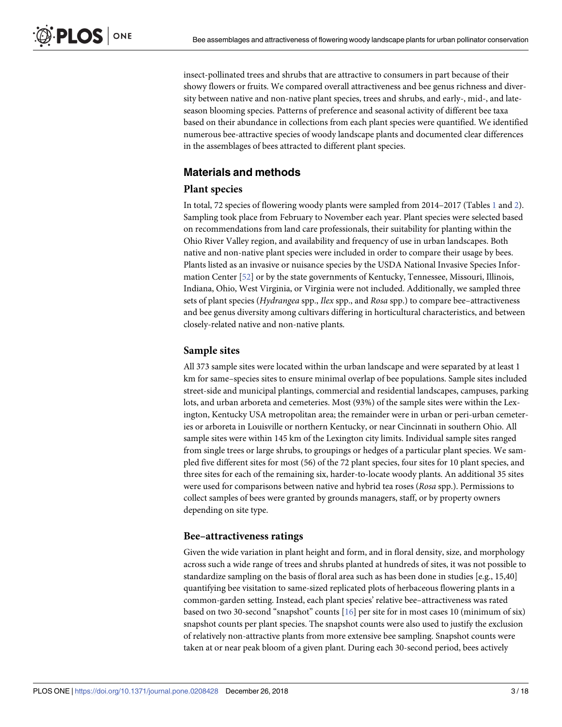insect-pollinated trees and shrubs that are attractive to consumers in part because of their showy flowers or fruits. We compared overall attractiveness and bee genus richness and diversity between native and non-native plant species, trees and shrubs, and early-, mid-, and late-season blooming species. Patterns of preference and seasonal activity of different bee taxa based on their abundance in collections from each plant species were quantified. We identified numerous bee-attractive species of woody landscape plants and documented clear differences in the assemblages of bees attracted to different plant species.

## Materials and methods

### Plant species

In total, 72 species of flowering woody plants were sampled from 2014–2017 (Tables 1 and 2). Sampling took place from February to November each year. Plant species were selected based on recommendations from land care professionals, their suitability for planting within the Ohio River Valley region, and availability and frequency of use in urban landscapes. Both native and non-native plant species were included in order to compare their usage by bees. Plants listed as an invasive or nuisance species by the USDA National Invasive Species Information Center [52] or by the state governments of Kentucky, Tennessee, Missouri, Illinois, Indiana, Ohio, West Virginia, or Virginia were not included. Additionally, we sampled three sets of plant species (*Hydrangea* spp., *Ilex* spp., and *Rosa* spp.) to compare bee–attractiveness and bee genus diversity among cultivars differing in horticultural characteristics, and between closely-related native and non-native plants.

### Sample sites

All 373 sample sites were located within the urban landscape and were separated by at least 1 km for same–species sites to ensure minimal overlap of bee populations. Sample sites included street-side and municipal plantings, commercial and residential landscapes, campuses, parking lots, and urban arboreta and cemeteries. Most (93%) of the sample sites were within the Lexington, Kentucky USA metropolitan area; the remainder were in urban or peri-urban cemeteries or arboreta in Louisville or northern Kentucky, or near Cincinnati in southern Ohio. All sample sites were within 145 km of the Lexington city limits. Individual sample sites ranged from single trees or large shrubs, to groupings or hedges of a particular plant species. We sampled five different sites for most (56) of the 72 plant species, four sites for 10 plant species, and three sites for each of the remaining six, harder-to-locate woody plants. An additional 35 sites were used for comparisons between native and hybrid tea roses (*Rosa* spp.). Permissions to collect samples of bees were granted by grounds managers, staff, or by property owners depending on site type.

### Bee–attractiveness ratings

Given the wide variation in plant height and form, and in floral density, size, and morphology across such a wide range of trees and shrubs planted at hundreds of sites, it was not possible to standardize sampling on the basis of floral area such as has been done in studies [e.g., 15,40] quantifying bee visitation to same-sized replicated plots of herbaceous flowering plants in a common-garden setting. Instead, each plant species' relative bee–attractiveness was rated based on two 30-second "snapshot" counts [16] per site for in most cases 10 (minimum of six) snapshot counts per plant species. The snapshot counts were also used to justify the exclusion of relatively non-attractive plants from more extensive bee sampling. Snapshot counts were taken at or near peak bloom of a given plant. During each 30-second period, bees actively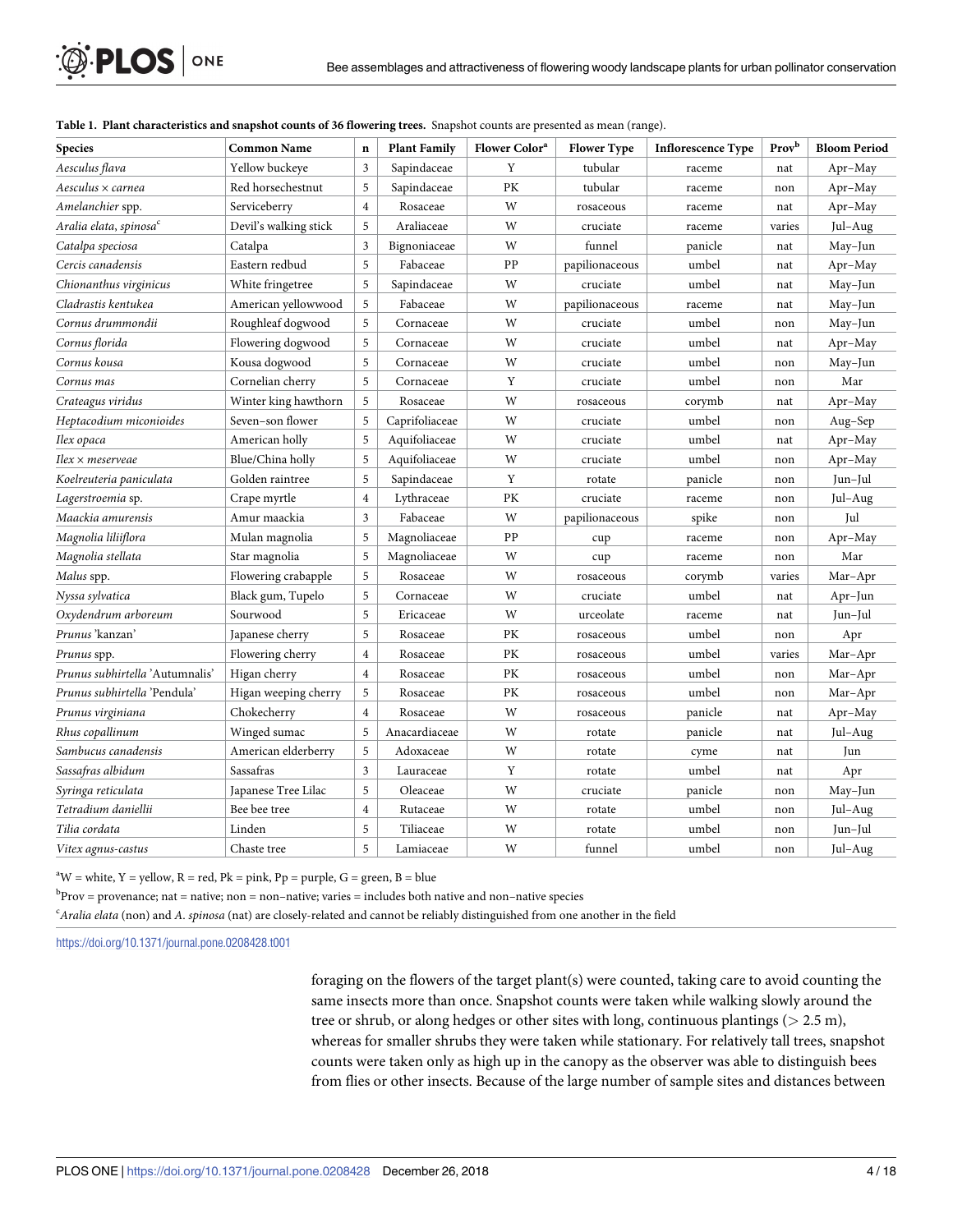**Table 1. Plant characteristics and snapshot counts of 36 flowering trees.** Snapshot counts are presented as mean (range).

| Species | Common Name | n | Plant Family | Flower Color[a] | Flower Type | Inflorescence Type | Prov[b] | Bloom Period |
|---|---|---|---|---|---|---|---|---|
| *Aesculus flava* | Yellow buckeye | 3 | Sapindaceae | Y | tubular | raceme | nat | Apr–May |
| *Aesculus × carnea* | Red horsechestnut | 5 | Sapindaceae | PK | tubular | raceme | non | Apr–May |
| *Amelanchier* spp. | Serviceberry | 4 | Rosaceae | W | rosaceous | raceme | nat | Apr–May |
| *Aralia elata, spinosa*[c] | Devil's walking stick | 5 | Araliaceae | W | cruciate | raceme | varies | Jul–Aug |
| *Catalpa speciosa* | Catalpa | 3 | Bignoniaceae | W | funnel | panicle | nat | May–Jun |
| *Cercis canadensis* | Eastern redbud | 5 | Fabaceae | PP | papilionaceous | umbel | nat | Apr–May |
| *Chionanthus virginicus* | White fringetree | 5 | Sapindaceae | W | cruciate | umbel | nat | May–Jun |
| *Cladrastis kentukea* | American yellowwood | 5 | Fabaceae | W | papilionaceous | raceme | nat | May–Jun |
| *Cornus drummondii* | Roughleaf dogwood | 5 | Cornaceae | W | cruciate | umbel | non | May–Jun |
| *Cornus florida* | Flowering dogwood | 5 | Cornaceae | W | cruciate | umbel | nat | Apr–May |
| *Cornus kousa* | Kousa dogwood | 5 | Cornaceae | W | cruciate | umbel | non | May–Jun |
| *Cornus mas* | Cornelian cherry | 5 | Cornaceae | Y | cruciate | umbel | non | Mar |
| *Crateagus viridus* | Winter king hawthorn | 5 | Rosaceae | W | rosaceous | corymb | nat | Apr–May |
| *Heptacodium miconioides* | Seven–son flower | 5 | Caprifoliaceae | W | cruciate | umbel | non | Aug–Sep |
| *Ilex opaca* | American holly | 5 | Aquifoliaceae | W | cruciate | umbel | nat | Apr–May |
| *Ilex × meserveae* | Blue/China holly | 5 | Aquifoliaceae | W | cruciate | umbel | non | Apr–May |
| *Koelreuteria paniculata* | Golden raintree | 5 | Sapindaceae | Y | rotate | panicle | non | Jun–Jul |
| *Lagerstroemia* sp. | Crape myrtle | 4 | Lythraceae | PK | cruciate | raceme | non | Jul–Aug |
| *Maackia amurensis* | Amur maackia | 3 | Fabaceae | W | papilionaceous | spike | non | Jul |
| *Magnolia liliiflora* | Mulan magnolia | 5 | Magnoliaceae | PP | cup | raceme | non | Apr–May |
| *Magnolia stellata* | Star magnolia | 5 | Magnoliaceae | W | cup | raceme | non | Mar |
| *Malus* spp. | Flowering crabapple | 5 | Rosaceae | W | rosaceous | corymb | varies | Mar–Apr |
| *Nyssa sylvatica* | Black gum, Tupelo | 5 | Cornaceae | W | cruciate | umbel | nat | Apr–Jun |
| *Oxydendrum arboreum* | Sourwood | 5 | Ericaceae | W | urceolate | raceme | nat | Jun–Jul |
| *Prunus* 'kanzan' | Japanese cherry | 5 | Rosaceae | PK | rosaceous | umbel | non | Apr |
| *Prunus* spp. | Flowering cherry | 4 | Rosaceae | PK | rosaceous | umbel | varies | Mar–Apr |
| *Prunus subhirtella* 'Autumnalis' | Higan cherry | 4 | Rosaceae | PK | rosaceous | umbel | non | Mar–Apr |
| *Prunus subhirtella* 'Pendula' | Higan weeping cherry | 5 | Rosaceae | PK | rosaceous | umbel | non | Mar–Apr |
| *Prunus virginiana* | Chokecherry | 4 | Rosaceae | W | rosaceous | panicle | nat | Apr–May |
| *Rhus copallinum* | Winged sumac | 5 | Anacardiaceae | W | rotate | panicle | nat | Jul–Aug |
| *Sambucus canadensis* | American elderberry | 5 | Adoxaceae | W | rotate | cyme | nat | Jun |
| *Sassafras albidum* | Sassafras | 3 | Lauraceae | Y | rotate | umbel | nat | Apr |
| *Syringa reticulata* | Japanese Tree Lilac | 5 | Oleaceae | W | cruciate | panicle | non | May–Jun |
| *Tetradium daniellii* | Bee bee tree | 4 | Rutaceae | W | rotate | umbel | non | Jul–Aug |
| *Tilia cordata* | Linden | 5 | Tiliaceae | W | rotate | umbel | non | Jun–Jul |
| *Vitex agnus-castus* | Chaste tree | 5 | Lamiaceae | W | funnel | umbel | non | Jul–Aug |

[a]W = white, Y = yellow, R = red, Pk = pink, Pp = purple, G = green, B = blue

[b]Prov = provenance; nat = native; non = non–native; varies = includes both native and non–native species

[c]*Aralia elata* (non) and *A. spinosa* (nat) are closely-related and cannot be reliably distinguished from one another in the field

https://doi.org/10.1371/journal.pone.0208428.t001

foraging on the flowers of the target plant(s) were counted, taking care to avoid counting the same insects more than once. Snapshot counts were taken while walking slowly around the tree or shrub, or along hedges or other sites with long, continuous plantings (> 2.5 m), whereas for smaller shrubs they were taken while stationary. For relatively tall trees, snapshot counts were taken only as high up in the canopy as the observer was able to distinguish bees from flies or other insects. Because of the large number of sample sites and distances between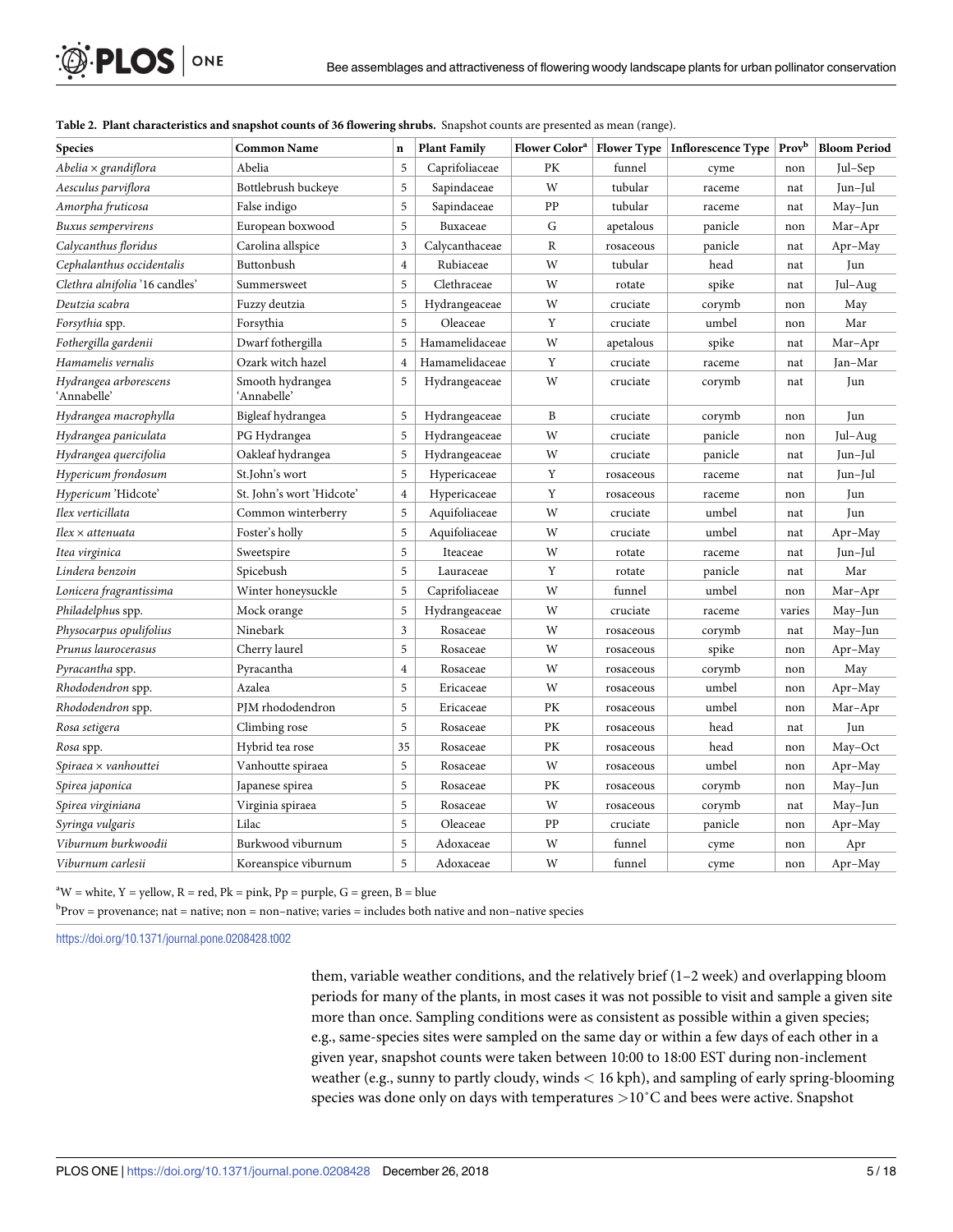**Table 2. Plant characteristics and snapshot counts of 36 flowering shrubs.** Snapshot counts are presented as mean (range).

| Species | Common Name | n | Plant Family | Flower Color[a] | Flower Type | Inflorescence Type | Prov[b] | Bloom Period |
|---|---|---|---|---|---|---|---|---|
| *Abelia × grandiflora* | Abelia | 5 | Caprifoliaceae | PK | funnel | cyme | non | Jul–Sep |
| *Aesculus parviflora* | Bottlebrush buckeye | 5 | Sapindaceae | W | tubular | raceme | nat | Jun–Jul |
| *Amorpha fruticosa* | False indigo | 5 | Sapindaceae | PP | tubular | raceme | nat | May–Jun |
| *Buxus sempervirens* | European boxwood | 5 | Buxaceae | G | apetalous | panicle | non | Mar–Apr |
| *Calycanthus floridus* | Carolina allspice | 3 | Calycanthaceae | R | rosaceous | panicle | nat | Apr–May |
| *Cephalanthus occidentalis* | Buttonbush | 4 | Rubiaceae | W | tubular | head | nat | Jun |
| *Clethra alnifolia* '16 candles' | Summersweet | 5 | Clethraceae | W | rotate | spike | nat | Jul–Aug |
| *Deutzia scabra* | Fuzzy deutzia | 5 | Hydrangeaceae | W | cruciate | corymb | non | May |
| *Forsythia* spp. | Forsythia | 5 | Oleaceae | Y | cruciate | umbel | non | Mar |
| *Fothergilla gardenii* | Dwarf fothergilla | 5 | Hamamelidaceae | W | apetalous | spike | nat | Mar–Apr |
| *Hamamelis vernalis* | Ozark witch hazel | 4 | Hamamelidaceae | Y | cruciate | raceme | nat | Jan–Mar |
| *Hydrangea arborescens* 'Annabelle' | Smooth hydrangea 'Annabelle' | 5 | Hydrangeaceae | W | cruciate | corymb | nat | Jun |
| *Hydrangea macrophylla* | Bigleaf hydrangea | 5 | Hydrangeaceae | B | cruciate | corymb | non | Jun |
| *Hydrangea paniculata* | PG Hydrangea | 5 | Hydrangeaceae | W | cruciate | panicle | non | Jul–Aug |
| *Hydrangea quercifolia* | Oakleaf hydrangea | 5 | Hydrangeaceae | W | cruciate | panicle | nat | Jun–Jul |
| *Hypericum frondosum* | St.John's wort | 5 | Hypericaceae | Y | rosaceous | raceme | nat | Jun–Jul |
| *Hypericum* 'Hidcote' | St. John's wort 'Hidcote' | 4 | Hypericaceae | Y | rosaceous | raceme | non | Jun |
| *Ilex verticillata* | Common winterberry | 5 | Aquifoliaceae | W | cruciate | umbel | nat | Jun |
| *Ilex × attenuata* | Foster's holly | 5 | Aquifoliaceae | W | cruciate | umbel | nat | Apr–May |
| *Itea virginica* | Sweetspire | 5 | Iteaceae | W | rotate | raceme | nat | Jun–Jul |
| *Lindera benzoin* | Spicebush | 5 | Lauraceae | Y | rotate | panicle | nat | Mar |
| *Lonicera fragrantissima* | Winter honeysuckle | 5 | Caprifoliaceae | W | funnel | umbel | non | Mar–Apr |
| *Philadelphus* spp. | Mock orange | 5 | Hydrangeaceae | W | cruciate | raceme | varies | May–Jun |
| *Physocarpus opulifolius* | Ninebark | 3 | Rosaceae | W | rosaceous | corymb | nat | May–Jun |
| *Prunus laurocerasus* | Cherry laurel | 5 | Rosaceae | W | rosaceous | spike | non | Apr–May |
| *Pyracantha* spp. | Pyracantha | 4 | Rosaceae | W | rosaceous | corymb | non | May |
| *Rhododendron* spp. | Azalea | 5 | Ericaceae | W | rosaceous | umbel | non | Apr–May |
| *Rhododendron* spp. | PJM rhododendron | 5 | Ericaceae | PK | rosaceous | umbel | non | Mar–Apr |
| *Rosa setigera* | Climbing rose | 5 | Rosaceae | PK | rosaceous | head | nat | Jun |
| *Rosa* spp. | Hybrid tea rose | 35 | Rosaceae | PK | rosaceous | head | non | May–Oct |
| *Spiraea × vanhouttei* | Vanhoutte spiraea | 5 | Rosaceae | W | rosaceous | umbel | non | Apr–May |
| *Spirea japonica* | Japanese spirea | 5 | Rosaceae | PK | rosaceous | corymb | non | May–Jun |
| *Spirea virginiana* | Virginia spiraea | 5 | Rosaceae | W | rosaceous | corymb | nat | May–Jun |
| *Syringa vulgaris* | Lilac | 5 | Oleaceae | PP | cruciate | panicle | non | Apr–May |
| *Viburnum burkwoodii* | Burkwood viburnum | 5 | Adoxaceae | W | funnel | cyme | non | Apr |
| *Viburnum carlesii* | Koreanspice viburnum | 5 | Adoxaceae | W | funnel | cyme | non | Apr–May |

[a]W = white, Y = yellow, R = red, Pk = pink, Pp = purple, G = green, B = blue

[b]Prov = provenance; nat = native; non = non–native; varies = includes both native and non–native species

https://doi.org/10.1371/journal.pone.0208428.t002

them, variable weather conditions, and the relatively brief (1–2 week) and overlapping bloom periods for many of the plants, in most cases it was not possible to visit and sample a given site more than once. Sampling conditions were as consistent as possible within a given species; e.g., same-species sites were sampled on the same day or within a few days of each other in a given year, snapshot counts were taken between 10:00 to 18:00 EST during non-inclement weather (e.g., sunny to partly cloudy, winds < 16 kph), and sampling of early spring-blooming species was done only on days with temperatures >10˚C and bees were active. Snapshot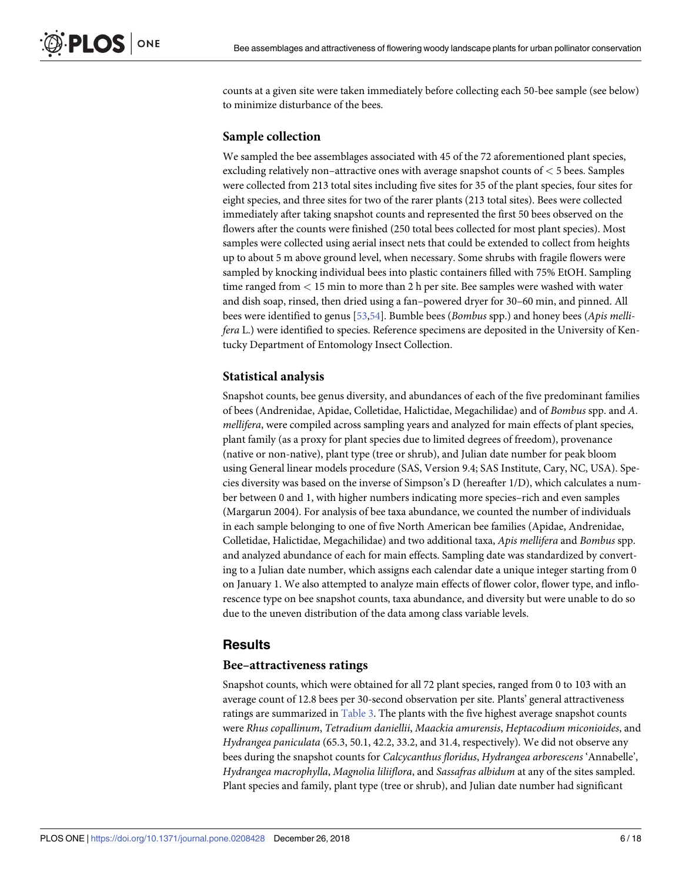counts at a given site were taken immediately before collecting each 50-bee sample (see below) to minimize disturbance of the bees.

### Sample collection

We sampled the bee assemblages associated with 45 of the 72 aforementioned plant species, excluding relatively non–attractive ones with average snapshot counts of < 5 bees. Samples were collected from 213 total sites including five sites for 35 of the plant species, four sites for eight species, and three sites for two of the rarer plants (213 total sites). Bees were collected immediately after taking snapshot counts and represented the first 50 bees observed on the flowers after the counts were finished (250 total bees collected for most plant species). Most samples were collected using aerial insect nets that could be extended to collect from heights up to about 5 m above ground level, when necessary. Some shrubs with fragile flowers were sampled by knocking individual bees into plastic containers filled with 75% EtOH. Sampling time ranged from < 15 min to more than 2 h per site. Bee samples were washed with water and dish soap, rinsed, then dried using a fan–powered dryer for 30–60 min, and pinned. All bees were identified to genus [53,54]. Bumble bees (*Bombus* spp.) and honey bees (*Apis mellifera* L.) were identified to species. Reference specimens are deposited in the University of Kentucky Department of Entomology Insect Collection.

### Statistical analysis

Snapshot counts, bee genus diversity, and abundances of each of the five predominant families of bees (Andrenidae, Apidae, Colletidae, Halictidae, Megachilidae) and of *Bombus* spp. and *A. mellifera*, were compiled across sampling years and analyzed for main effects of plant species, plant family (as a proxy for plant species due to limited degrees of freedom), provenance (native or non-native), plant type (tree or shrub), and Julian date number for peak bloom using General linear models procedure (SAS, Version 9.4; SAS Institute, Cary, NC, USA). Species diversity was based on the inverse of Simpson's D (hereafter 1/D), which calculates a number between 0 and 1, with higher numbers indicating more species–rich and even samples (Margarun 2004). For analysis of bee taxa abundance, we counted the number of individuals in each sample belonging to one of five North American bee families (Apidae, Andrenidae, Colletidae, Halictidae, Megachilidae) and two additional taxa, *Apis mellifera* and *Bombus* spp. and analyzed abundance of each for main effects. Sampling date was standardized by converting to a Julian date number, which assigns each calendar date a unique integer starting from 0 on January 1. We also attempted to analyze main effects of flower color, flower type, and inflorescence type on bee snapshot counts, taxa abundance, and diversity but were unable to do so due to the uneven distribution of the data among class variable levels.

## Results

### Bee–attractiveness ratings

Snapshot counts, which were obtained for all 72 plant species, ranged from 0 to 103 with an average count of 12.8 bees per 30-second observation per site. Plants' general attractiveness ratings are summarized in Table 3. The plants with the five highest average snapshot counts were *Rhus copallinum*, *Tetradium daniellii*, *Maackia amurensis*, *Heptacodium miconioides*, and *Hydrangea paniculata* (65.3, 50.1, 42.2, 33.2, and 31.4, respectively). We did not observe any bees during the snapshot counts for *Calcycanthus floridus*, *Hydrangea arborescens* 'Annabelle', *Hydrangea macrophylla*, *Magnolia liliiflora*, and *Sassafras albidum* at any of the sites sampled. Plant species and family, plant type (tree or shrub), and Julian date number had significant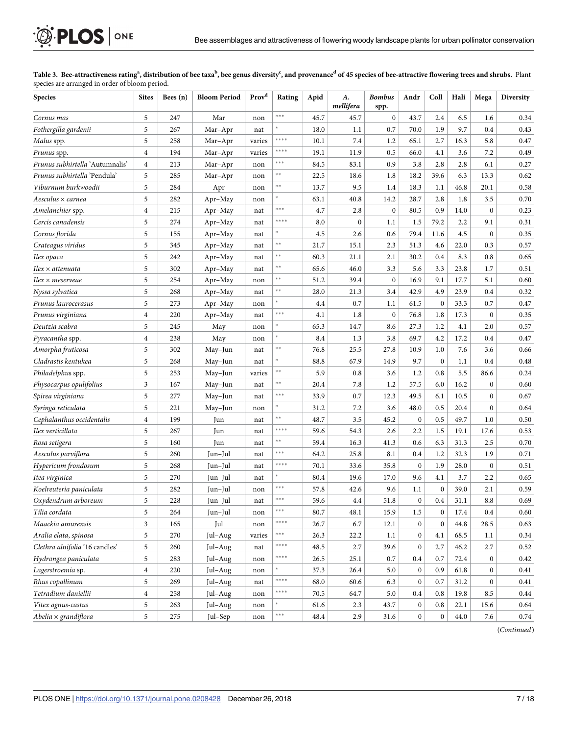**Table 3. Bee-attractiveness rating[a], distribution of bee taxa[b], bee genus diversity[c], and provenance[d] of 45 species of bee-attractive flowering trees and shrubs.** Plant species are arranged in order of bloom period.

| Species | Sites | Bees (n) | Bloom Period | Prov[d] | Rating | Apid | *A. mellifera* | *Bombus* spp. | Andr | Coll | Hali | Mega | Diversity |
|---|---|---|---|---|---|---|---|---|---|---|---|---|---|
| *Cornus mas* | 5 | 247 | Mar | non | *** | 45.7 | 45.7 | 0 | 43.7 | 2.4 | 6.5 | 1.6 | 0.34 |
| *Fothergilla gardenii* | 5 | 267 | Mar–Apr | nat | * | 18.0 | 1.1 | 0.7 | 70.0 | 1.9 | 9.7 | 0.4 | 0.43 |
| *Malus* spp. | 5 | 258 | Mar–Apr | varies | **** | 10.1 | 7.4 | 1.2 | 65.1 | 2.7 | 16.3 | 5.8 | 0.47 |
| *Prunus* spp. | 4 | 194 | Mar–Apr | varies | **** | 19.1 | 11.9 | 0.5 | 66.0 | 4.1 | 3.6 | 7.2 | 0.49 |
| *Prunus subhirtella* 'Autumnalis' | 4 | 213 | Mar–Apr | non | *** | 84.5 | 83.1 | 0.9 | 3.8 | 2.8 | 2.8 | 6.1 | 0.27 |
| *Prunus subhirtella* 'Pendula' | 5 | 285 | Mar–Apr | non | ** | 22.5 | 18.6 | 1.8 | 18.2 | 39.6 | 6.3 | 13.3 | 0.62 |
| *Viburnum burkwoodii* | 5 | 284 | Apr | non | ** | 13.7 | 9.5 | 1.4 | 18.3 | 1.1 | 46.8 | 20.1 | 0.58 |
| *Aesculus* × *carnea* | 5 | 282 | Apr–May | non | * | 63.1 | 40.8 | 14.2 | 28.7 | 2.8 | 1.8 | 3.5 | 0.70 |
| *Amelanchier* spp. | 4 | 215 | Apr–May | nat | *** | 4.7 | 2.8 | 0 | 80.5 | 0.9 | 14.0 | 0 | 0.23 |
| *Cercis canadensis* | 5 | 274 | Apr–May | nat | **** | 8.0 | 0 | 1.1 | 1.5 | 79.2 | 2.2 | 9.1 | 0.31 |
| *Cornus florida* | 5 | 155 | Apr–May | nat | * | 4.5 | 2.6 | 0.6 | 79.4 | 11.6 | 4.5 | 0 | 0.35 |
| *Crateagus viridus* | 5 | 345 | Apr–May | nat | ** | 21.7 | 15.1 | 2.3 | 51.3 | 4.6 | 22.0 | 0.3 | 0.57 |
| *Ilex opaca* | 5 | 242 | Apr–May | nat | ** | 60.3 | 21.1 | 2.1 | 30.2 | 0.4 | 8.3 | 0.8 | 0.65 |
| *Ilex* × *attenuata* | 5 | 302 | Apr–May | nat | ** | 65.6 | 46.0 | 3.3 | 5.6 | 3.3 | 23.8 | 1.7 | 0.51 |
| *Ilex* × *meserveae* | 5 | 254 | Apr–May | non | ** | 51.2 | 39.4 | 0 | 16.9 | 9.1 | 17.7 | 5.1 | 0.60 |
| *Nyssa sylvatica* | 5 | 268 | Apr–May | nat | ** | 28.0 | 21.3 | 3.4 | 42.9 | 4.9 | 23.9 | 0.4 | 0.32 |
| *Prunus laurocerasus* | 5 | 273 | Apr–May | non | * | 4.4 | 0.7 | 1.1 | 61.5 | 0 | 33.3 | 0.7 | 0.47 |
| *Prunus virginiana* | 4 | 220 | Apr–May | nat | *** | 4.1 | 1.8 | 0 | 76.8 | 1.8 | 17.3 | 0 | 0.35 |
| *Deutzia scabra* | 5 | 245 | May | non | * | 65.3 | 14.7 | 8.6 | 27.3 | 1.2 | 4.1 | 2.0 | 0.57 |
| *Pyracantha* spp. | 4 | 238 | May | non | * | 8.4 | 1.3 | 3.8 | 69.7 | 4.2 | 17.2 | 0.4 | 0.47 |
| *Amorpha fruticosa* | 5 | 302 | May–Jun | nat | ** | 76.8 | 25.5 | 27.8 | 10.9 | 1.0 | 7.6 | 3.6 | 0.66 |
| *Cladrastis kentukea* | 5 | 268 | May–Jun | nat | * | 88.8 | 67.9 | 14.9 | 9.7 | 0 | 1.1 | 0.4 | 0.48 |
| *Philadelphus* spp. | 5 | 253 | May–Jun | varies | ** | 5.9 | 0.8 | 3.6 | 1.2 | 0.8 | 5.5 | 86.6 | 0.24 |
| *Physocarpus opulifolius* | 3 | 167 | May–Jun | nat | ** | 20.4 | 7.8 | 1.2 | 57.5 | 6.0 | 16.2 | 0 | 0.60 |
| *Spirea virginiana* | 5 | 277 | May–Jun | nat | *** | 33.9 | 0.7 | 12.3 | 49.5 | 6.1 | 10.5 | 0 | 0.67 |
| *Syringa reticulata* | 5 | 221 | May–Jun | non | * | 31.2 | 7.2 | 3.6 | 48.0 | 0.5 | 20.4 | 0 | 0.64 |
| *Cephalanthus occidentalis* | 4 | 199 | Jun | nat | ** | 48.7 | 3.5 | 45.2 | 0 | 0.5 | 49.7 | 1.0 | 0.50 |
| *Ilex verticillata* | 5 | 267 | Jun | nat | **** | 59.6 | 54.3 | 2.6 | 2.2 | 1.5 | 19.1 | 17.6 | 0.53 |
| *Rosa setigera* | 5 | 160 | Jun | nat | ** | 59.4 | 16.3 | 41.3 | 0.6 | 6.3 | 31.3 | 2.5 | 0.70 |
| *Aesculus parviflora* | 5 | 260 | Jun–Jul | nat | *** | 64.2 | 25.8 | 8.1 | 0.4 | 1.2 | 32.3 | 1.9 | 0.71 |
| *Hypericum frondosum* | 5 | 268 | Jun–Jul | nat | **** | 70.1 | 33.6 | 35.8 | 0 | 1.9 | 28.0 | 0 | 0.51 |
| *Itea virginica* | 5 | 270 | Jun–Jul | nat | * | 80.4 | 19.6 | 17.0 | 9.6 | 4.1 | 3.7 | 2.2 | 0.65 |
| *Koelreuteria paniculata* | 5 | 282 | Jun–Jul | non | *** | 57.8 | 42.6 | 9.6 | 1.1 | 0 | 39.0 | 2.1 | 0.59 |
| *Oxydendrum arboreum* | 5 | 228 | Jun–Jul | nat | *** | 59.6 | 4.4 | 51.8 | 0 | 0.4 | 31.1 | 8.8 | 0.69 |
| *Tilia cordata* | 5 | 264 | Jun–Jul | non | *** | 80.7 | 48.1 | 15.9 | 1.5 | 0 | 17.4 | 0.4 | 0.60 |
| *Maackia amurensis* | 3 | 165 | Jul | non | **** | 26.7 | 6.7 | 12.1 | 0 | 0 | 44.8 | 28.5 | 0.63 |
| *Aralia elata, spinosa* | 5 | 270 | Jul–Aug | varies | *** | 26.3 | 22.2 | 1.1 | 0 | 4.1 | 68.5 | 1.1 | 0.34 |
| *Clethra alnifolia* '16 candles' | 5 | 260 | Jul–Aug | nat | **** | 48.5 | 2.7 | 39.6 | 0 | 2.7 | 46.2 | 2.7 | 0.52 |
| *Hydrangea paniculata* | 5 | 283 | Jul–Aug | non | **** | 26.5 | 25.1 | 0.7 | 0.4 | 0.7 | 72.4 | 0 | 0.42 |
| *Lagerstroemia* sp. | 4 | 220 | Jul–Aug | non | * | 37.3 | 26.4 | 5.0 | 0 | 0.9 | 61.8 | 0 | 0.41 |
| *Rhus copallinum* | 5 | 269 | Jul–Aug | nat | **** | 68.0 | 60.6 | 6.3 | 0 | 0.7 | 31.2 | 0 | 0.41 |
| *Tetradium daniellii* | 4 | 258 | Jul–Aug | non | **** | 70.5 | 64.7 | 5.0 | 0.4 | 0.8 | 19.8 | 8.5 | 0.44 |
| *Vitex agnus-castus* | 5 | 263 | Jul–Aug | non | * | 61.6 | 2.3 | 43.7 | 0 | 0.8 | 22.1 | 15.6 | 0.64 |
| *Abelia* × *grandiflora* | 5 | 275 | Jul–Sep | non | *** | 48.4 | 2.9 | 31.6 | 0 | 0 | 44.0 | 7.6 | 0.74 |

(*Continued*)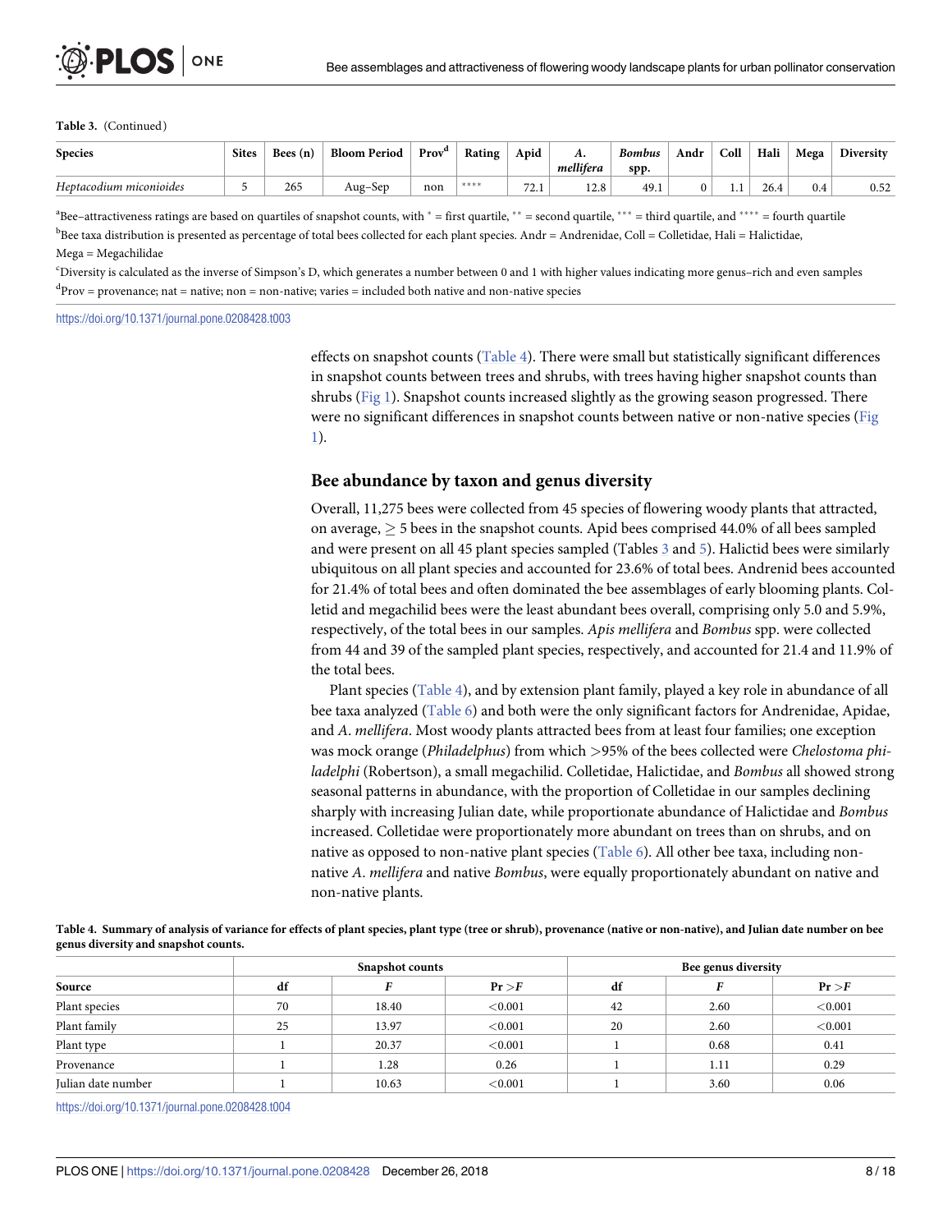**Table 3.** (Continued)

| Species | Sites | Bees (n) | Bloom Period | Prov[d] | Rating | Apid | *A. mellifera* | *Bombus* spp. | Andr | Coll | Hali | Mega | Diversity |
|---|---|---|---|---|---|---|---|---|---|---|---|---|---|
| *Heptacodium miconioides* | 5 | 265 | Aug–Sep | non | **** | 72.1 | 12.8 | 49.1 | 0 | 1.1 | 26.4 | 0.4 | 0.52 |

[a]Bee–attractiveness ratings are based on quartiles of snapshot counts, with * = first quartile, ** = second quartile, *** = third quartile, and **** = fourth quartile

[b]Bee taxa distribution is presented as percentage of total bees collected for each plant species. Andr = Andrenidae, Coll = Colletidae, Hali = Halictidae, Mega = Megachilidae

[c]Diversity is calculated as the inverse of Simpson's D, which generates a number between 0 and 1 with higher values indicating more genus–rich and even samples

[d]Prov = provenance; nat = native; non = non-native; varies = included both native and non-native species

https://doi.org/10.1371/journal.pone.0208428.t003

effects on snapshot counts (Table 4). There were small but statistically significant differences in snapshot counts between trees and shrubs, with trees having higher snapshot counts than shrubs (Fig 1). Snapshot counts increased slightly as the growing season progressed. There were no significant differences in snapshot counts between native or non-native species (Fig 1).

## Bee abundance by taxon and genus diversity

Overall, 11,275 bees were collected from 45 species of flowering woody plants that attracted, on average, $\geq$ 5 bees in the snapshot counts. Apid bees comprised 44.0% of all bees sampled and were present on all 45 plant species sampled (Tables 3 and 5). Halictid bees were similarly ubiquitous on all plant species and accounted for 23.6% of total bees. Andrenid bees accounted for 21.4% of total bees and often dominated the bee assemblages of early blooming plants. Colletid and megachilid bees were the least abundant bees overall, comprising only 5.0 and 5.9%, respectively, of the total bees in our samples. *Apis mellifera* and *Bombus* spp. were collected from 44 and 39 of the sampled plant species, respectively, and accounted for 21.4 and 11.9% of the total bees.

Plant species (Table 4), and by extension plant family, played a key role in abundance of all bee taxa analyzed (Table 6) and both were the only significant factors for Andrenidae, Apidae, and *A. mellifera*. Most woody plants attracted bees from at least four families; one exception was mock orange (*Philadelphus*) from which >95% of the bees collected were *Chelostoma philadelphi* (Robertson), a small megachilid. Colletidae, Halictidae, and *Bombus* all showed strong seasonal patterns in abundance, with the proportion of Colletidae in our samples declining sharply with increasing Julian date, while proportionate abundance of Halictidae and *Bombus* increased. Colletidae were proportionately more abundant on trees than on shrubs, and on native as opposed to non-native plant species (Table 6). All other bee taxa, including non-native *A. mellifera* and native *Bombus*, were equally proportionately abundant on native and non-native plants.

**Table 4. Summary of analysis of variance for effects of plant species, plant type (tree or shrub), provenance (native or non-native), and Julian date number on bee genus diversity and snapshot counts.**

| | Snapshot counts | | | Bee genus diversity | | |
|---|---|---|---|---|---|---|
| Source | df | *F* | Pr >*F* | df | *F* | Pr >*F* |
| Plant species | 70 | 18.40 | <0.001 | 42 | 2.60 | <0.001 |
| Plant family | 25 | 13.97 | <0.001 | 20 | 2.60 | <0.001 |
| Plant type | 1 | 20.37 | <0.001 | 1 | 0.68 | 0.41 |
| Provenance | 1 | 1.28 | 0.26 | 1 | 1.11 | 0.29 |
| Julian date number | 1 | 10.63 | <0.001 | 1 | 3.60 | 0.06 |

https://doi.org/10.1371/journal.pone.0208428.t004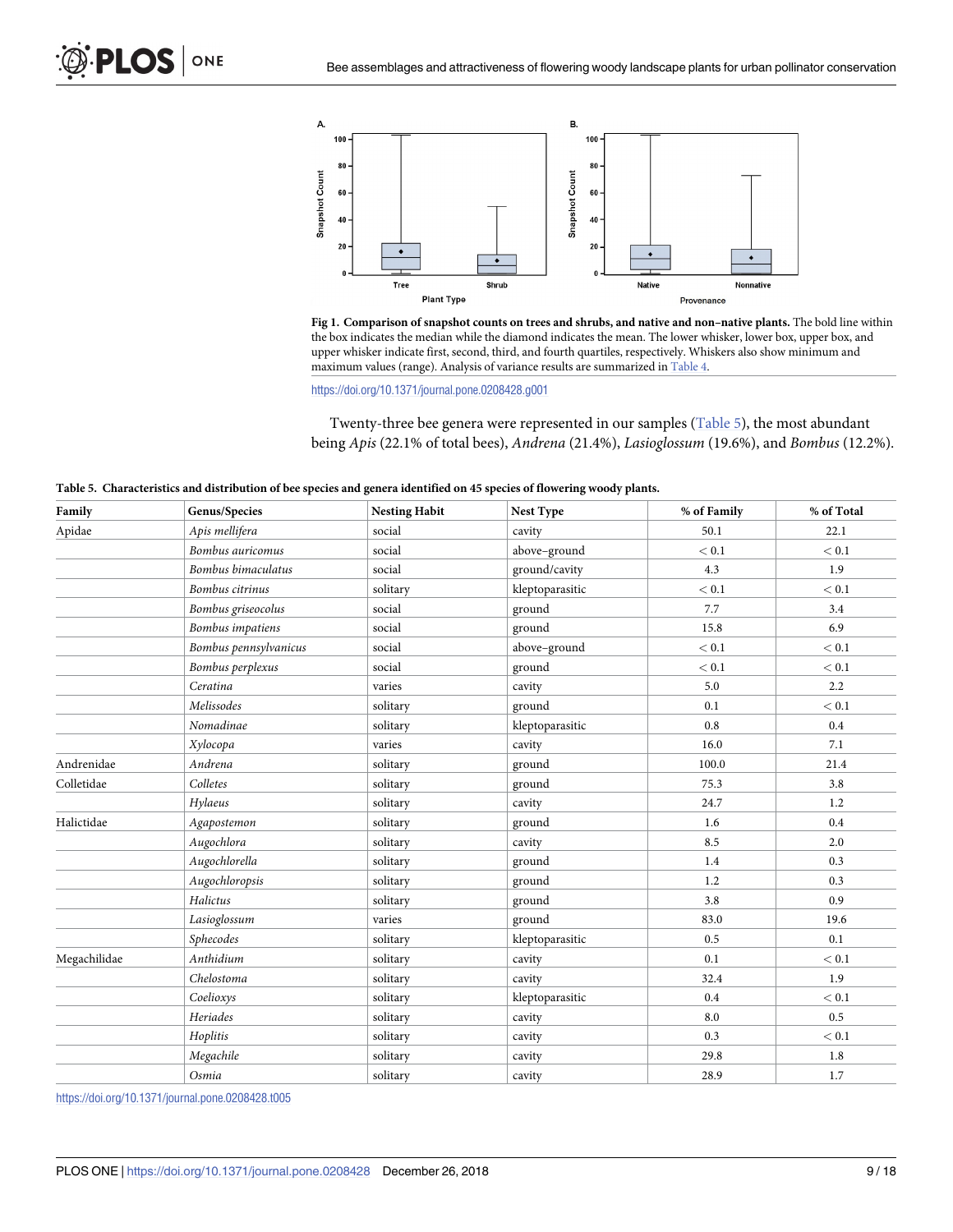**Fig 1. Comparison of snapshot counts on trees and shrubs, and native and non–native plants.** The bold line within the box indicates the median while the diamond indicates the mean. The lower whisker, lower box, upper box, and upper whisker indicate first, second, third, and fourth quartiles, respectively. Whiskers also show minimum and maximum values (range). Analysis of variance results are summarized in Table 4.

https://doi.org/10.1371/journal.pone.0208428.g001

Twenty-three bee genera were represented in our samples (Table 5), the most abundant being *Apis* (22.1% of total bees), *Andrena* (21.4%), *Lasioglossum* (19.6%), and *Bombus* (12.2%).

**Table 5. Characteristics and distribution of bee species and genera identified on 45 species of flowering woody plants.**

| Family | Genus/Species | Nesting Habit | Nest Type | % of Family | % of Total |
|---|---|---|---|---|---|
| Apidae | *Apis mellifera* | social | cavity | 50.1 | 22.1 |
| | *Bombus auricomus* | social | above–ground | < 0.1 | < 0.1 |
| | *Bombus bimaculatus* | social | ground/cavity | 4.3 | 1.9 |
| | *Bombus citrinus* | solitary | kleptoparasitic | < 0.1 | < 0.1 |
| | *Bombus griseocolus* | social | ground | 7.7 | 3.4 |
| | *Bombus impatiens* | social | ground | 15.8 | 6.9 |
| | *Bombus pennsylvanicus* | social | above–ground | < 0.1 | < 0.1 |
| | *Bombus perplexus* | social | ground | < 0.1 | < 0.1 |
| | *Ceratina* | varies | cavity | 5.0 | 2.2 |
| | *Melissodes* | solitary | ground | 0.1 | < 0.1 |
| | *Nomadinae* | solitary | kleptoparasitic | 0.8 | 0.4 |
| | *Xylocopa* | varies | cavity | 16.0 | 7.1 |
| Andrenidae | *Andrena* | solitary | ground | 100.0 | 21.4 |
| Colletidae | *Colletes* | solitary | ground | 75.3 | 3.8 |
| | *Hylaeus* | solitary | cavity | 24.7 | 1.2 |
| Halictidae | *Agapostemon* | solitary | ground | 1.6 | 0.4 |
| | *Augochlora* | solitary | cavity | 8.5 | 2.0 |
| | *Augochlorella* | solitary | ground | 1.4 | 0.3 |
| | *Augochloropsis* | solitary | ground | 1.2 | 0.3 |
| | *Halictus* | solitary | ground | 3.8 | 0.9 |
| | *Lasioglossum* | varies | ground | 83.0 | 19.6 |
| | *Sphecodes* | solitary | kleptoparasitic | 0.5 | 0.1 |
| Megachilidae | *Anthidium* | solitary | cavity | 0.1 | < 0.1 |
| | *Chelostoma* | solitary | cavity | 32.4 | 1.9 |
| | *Coelioxys* | solitary | kleptoparasitic | 0.4 | < 0.1 |
| | *Heriades* | solitary | cavity | 8.0 | 0.5 |
| | *Hoplitis* | solitary | cavity | 0.3 | < 0.1 |
| | *Megachile* | solitary | cavity | 29.8 | 1.8 |
| | *Osmia* | solitary | cavity | 28.9 | 1.7 |

https://doi.org/10.1371/journal.pone.0208428.t005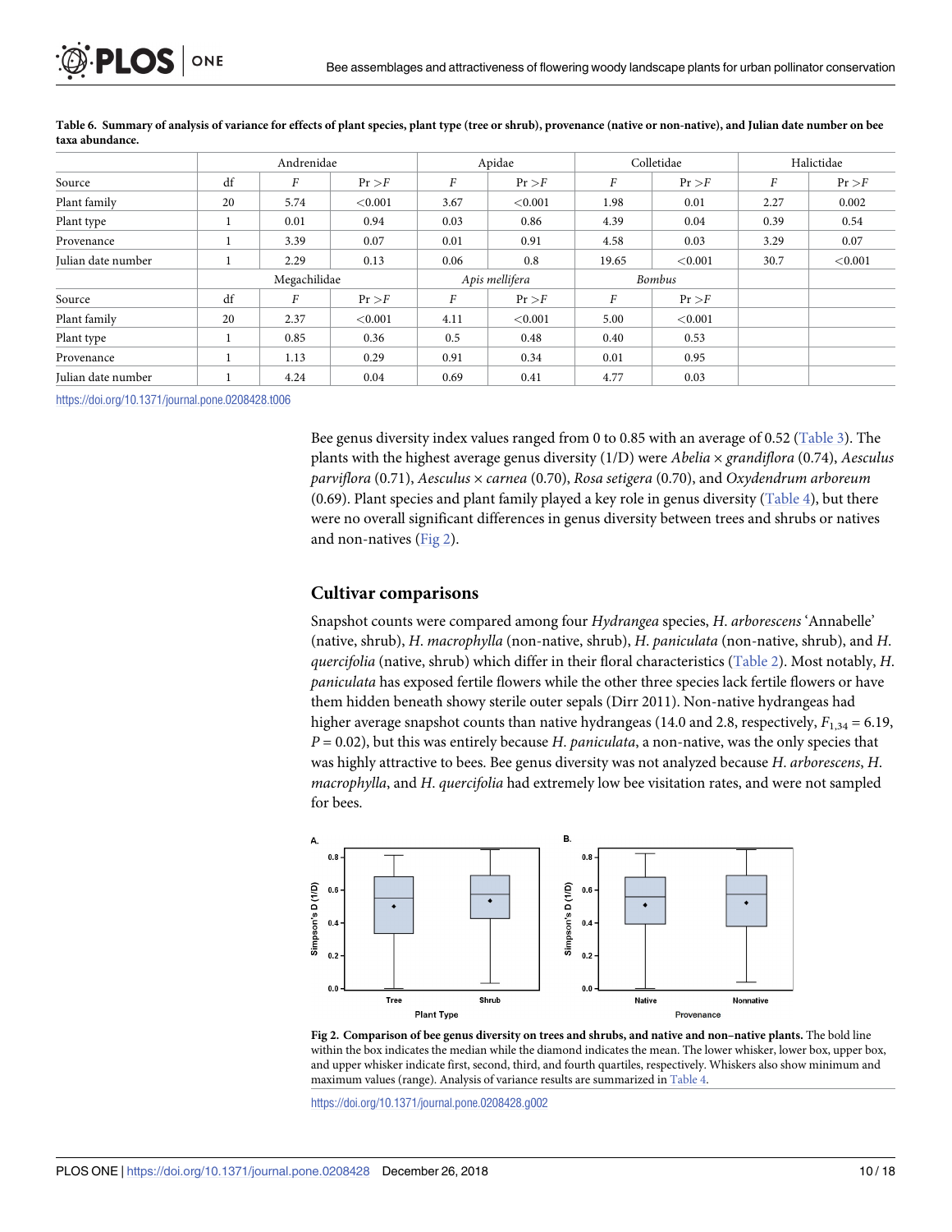**Table 6. Summary of analysis of variance for effects of plant species, plant type (tree or shrub), provenance (native or non-native), and Julian date number on bee taxa abundance.**

| | Andrenidae | | | Apidae | | Colletidae | | Halictidae | |
|---|---|---|---|---|---|---|---|---|---|
| Source | df | *F* | Pr >*F* | *F* | Pr >*F* | *F* | Pr >*F* | *F* | Pr >*F* |
| Plant family | 20 | 5.74 | <0.001 | 3.67 | <0.001 | 1.98 | 0.01 | 2.27 | 0.002 |
| Plant type | 1 | 0.01 | 0.94 | 0.03 | 0.86 | 4.39 | 0.04 | 0.39 | 0.54 |
| Provenance | 1 | 3.39 | 0.07 | 0.01 | 0.91 | 4.58 | 0.03 | 3.29 | 0.07 |
| Julian date number | 1 | 2.29 | 0.13 | 0.06 | 0.8 | 19.65 | <0.001 | 30.7 | <0.001 |
| | Megachilidae | | | *Apis mellifera* | | *Bombus* | | | |
| Source | df | *F* | Pr >*F* | *F* | Pr >*F* | *F* | Pr >*F* | | |
| Plant family | 20 | 2.37 | <0.001 | 4.11 | <0.001 | 5.00 | <0.001 | | |
| Plant type | 1 | 0.85 | 0.36 | 0.5 | 0.48 | 0.40 | 0.53 | | |
| Provenance | 1 | 1.13 | 0.29 | 0.91 | 0.34 | 0.01 | 0.95 | | |
| Julian date number | 1 | 4.24 | 0.04 | 0.69 | 0.41 | 4.77 | 0.03 | | |

https://doi.org/10.1371/journal.pone.0208428.t006

Bee genus diversity index values ranged from 0 to 0.85 with an average of 0.52 (Table 3). The plants with the highest average genus diversity (1/D) were *Abelia × grandiflora* (0.74), *Aesculus parviflora* (0.71), *Aesculus × carnea* (0.70), *Rosa setigera* (0.70), and *Oxydendrum arboreum* (0.69). Plant species and plant family played a key role in genus diversity (Table 4), but there were no overall significant differences in genus diversity between trees and shrubs or natives and non-natives (Fig 2).

## Cultivar comparisons

Snapshot counts were compared among four *Hydrangea* species, *H. arborescens* 'Annabelle' (native, shrub), *H. macrophylla* (non-native, shrub), *H. paniculata* (non-native, shrub), and *H. quercifolia* (native, shrub) which differ in their floral characteristics (Table 2). Most notably, *H. paniculata* has exposed fertile flowers while the other three species lack fertile flowers or have them hidden beneath showy sterile outer sepals (Dirr 2011). Non-native hydrangeas had higher average snapshot counts than native hydrangeas (14.0 and 2.8, respectively, $F_{1,34} = 6.19$, $P = 0.02$), but this was entirely because *H. paniculata*, a non-native, was the only species that was highly attractive to bees. Bee genus diversity was not analyzed because *H. arborescens*, *H. macrophylla*, and *H. quercifolia* had extremely low bee visitation rates, and were not sampled for bees.

**Fig 2. Comparison of bee genus diversity on trees and shrubs, and native and non–native plants.** The bold line within the box indicates the median while the diamond indicates the mean. The lower whisker, lower box, upper box, and upper whisker indicate first, second, third, and fourth quartiles, respectively. Whiskers also show minimum and maximum values (range). Analysis of variance results are summarized in Table 4.

https://doi.org/10.1371/journal.pone.0208428.g002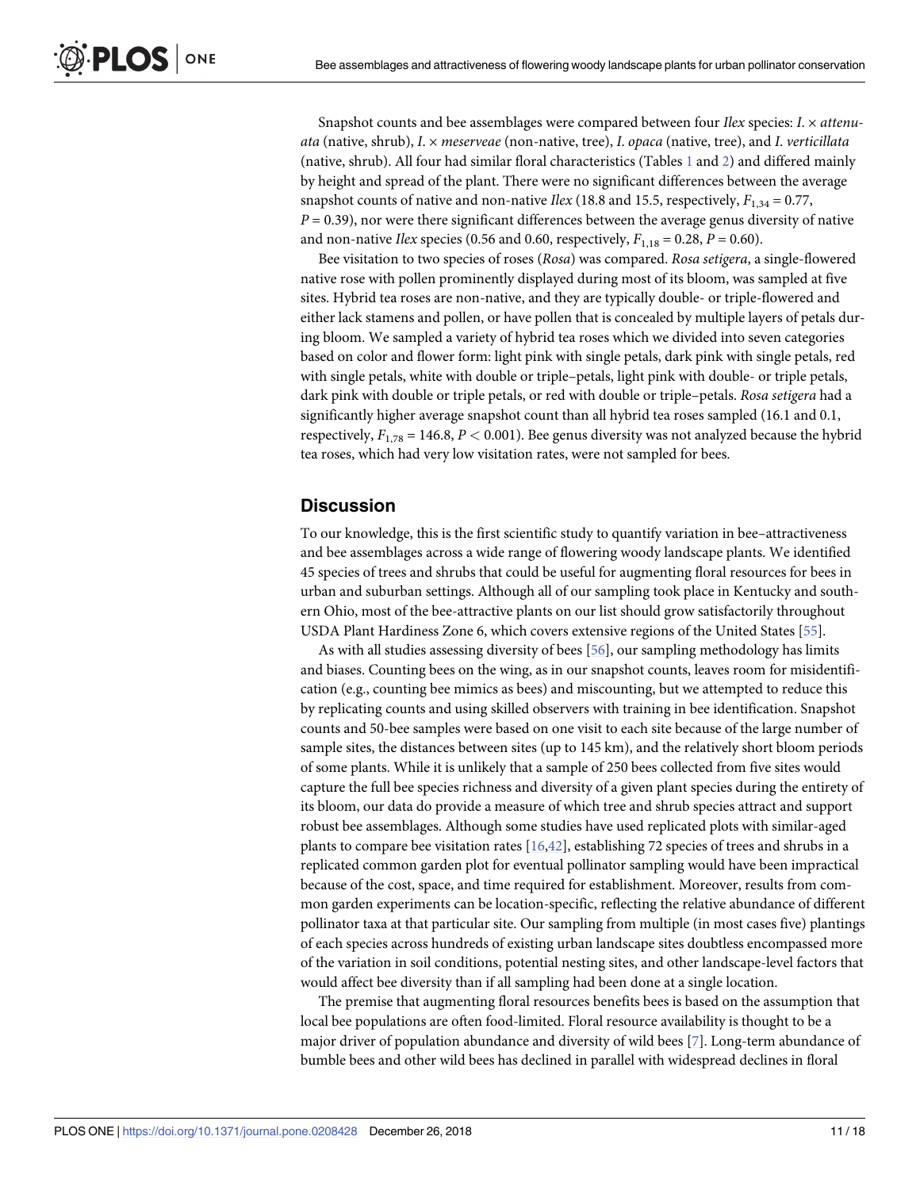Snapshot counts and bee assemblages were compared between four *Ilex* species: *I.* × *attenuata* (native, shrub), *I.* × *meserveae* (non-native, tree), *I. opaca* (native, tree), and *I. verticillata* (native, shrub). All four had similar floral characteristics (Tables 1 and 2) and differed mainly by height and spread of the plant. There were no significant differences between the average snapshot counts of native and non-native *Ilex* (18.8 and 15.5, respectively, $F_{1,34} = 0.77$, $P = 0.39$), nor were there significant differences between the average genus diversity of native and non-native *Ilex* species (0.56 and 0.60, respectively, $F_{1,18} = 0.28$, $P = 0.60$).

Bee visitation to two species of roses (*Rosa*) was compared. *Rosa setigera*, a single-flowered native rose with pollen prominently displayed during most of its bloom, was sampled at five sites. Hybrid tea roses are non-native, and they are typically double- or triple-flowered and either lack stamens and pollen, or have pollen that is concealed by multiple layers of petals during bloom. We sampled a variety of hybrid tea roses which we divided into seven categories based on color and flower form: light pink with single petals, dark pink with single petals, red with single petals, white with double or triple–petals, light pink with double- or triple petals, dark pink with double or triple petals, or red with double or triple–petals. *Rosa setigera* had a significantly higher average snapshot count than all hybrid tea roses sampled (16.1 and 0.1, respectively, $F_{1,78} = 146.8$, $P < 0.001$). Bee genus diversity was not analyzed because the hybrid tea roses, which had very low visitation rates, were not sampled for bees.

## Discussion

To our knowledge, this is the first scientific study to quantify variation in bee–attractiveness and bee assemblages across a wide range of flowering woody landscape plants. We identified 45 species of trees and shrubs that could be useful for augmenting floral resources for bees in urban and suburban settings. Although all of our sampling took place in Kentucky and southern Ohio, most of the bee-attractive plants on our list should grow satisfactorily throughout USDA Plant Hardiness Zone 6, which covers extensive regions of the United States [55].

As with all studies assessing diversity of bees [56], our sampling methodology has limits and biases. Counting bees on the wing, as in our snapshot counts, leaves room for misidentification (e.g., counting bee mimics as bees) and miscounting, but we attempted to reduce this by replicating counts and using skilled observers with training in bee identification. Snapshot counts and 50-bee samples were based on one visit to each site because of the large number of sample sites, the distances between sites (up to 145 km), and the relatively short bloom periods of some plants. While it is unlikely that a sample of 250 bees collected from five sites would capture the full bee species richness and diversity of a given plant species during the entirety of its bloom, our data do provide a measure of which tree and shrub species attract and support robust bee assemblages. Although some studies have used replicated plots with similar-aged plants to compare bee visitation rates [16,42], establishing 72 species of trees and shrubs in a replicated common garden plot for eventual pollinator sampling would have been impractical because of the cost, space, and time required for establishment. Moreover, results from common garden experiments can be location-specific, reflecting the relative abundance of different pollinator taxa at that particular site. Our sampling from multiple (in most cases five) plantings of each species across hundreds of existing urban landscape sites doubtless encompassed more of the variation in soil conditions, potential nesting sites, and other landscape-level factors that would affect bee diversity than if all sampling had been done at a single location.

The premise that augmenting floral resources benefits bees is based on the assumption that local bee populations are often food-limited. Floral resource availability is thought to be a major driver of population abundance and diversity of wild bees [7]. Long-term abundance of bumble bees and other wild bees has declined in parallel with widespread declines in floral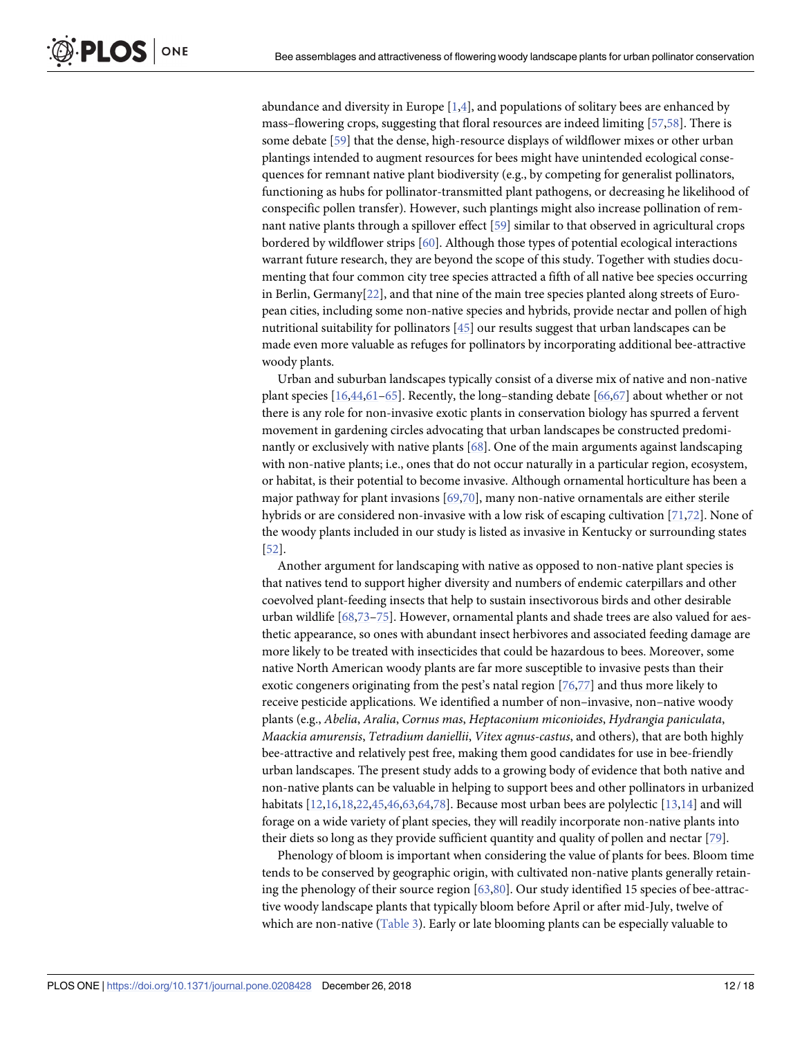abundance and diversity in Europe [1,4], and populations of solitary bees are enhanced by mass–flowering crops, suggesting that floral resources are indeed limiting [57,58]. There is some debate [59] that the dense, high-resource displays of wildflower mixes or other urban plantings intended to augment resources for bees might have unintended ecological consequences for remnant native plant biodiversity (e.g., by competing for generalist pollinators, functioning as hubs for pollinator-transmitted plant pathogens, or decreasing he likelihood of conspecific pollen transfer). However, such plantings might also increase pollination of remnant native plants through a spillover effect [59] similar to that observed in agricultural crops bordered by wildflower strips [60]. Although those types of potential ecological interactions warrant future research, they are beyond the scope of this study. Together with studies documenting that four common city tree species attracted a fifth of all native bee species occurring in Berlin, Germany[22], and that nine of the main tree species planted along streets of European cities, including some non-native species and hybrids, provide nectar and pollen of high nutritional suitability for pollinators [45] our results suggest that urban landscapes can be made even more valuable as refuges for pollinators by incorporating additional bee-attractive woody plants.

Urban and suburban landscapes typically consist of a diverse mix of native and non-native plant species [16,44,61–65]. Recently, the long–standing debate [66,67] about whether or not there is any role for non-invasive exotic plants in conservation biology has spurred a fervent movement in gardening circles advocating that urban landscapes be constructed predominantly or exclusively with native plants [68]. One of the main arguments against landscaping with non-native plants; i.e., ones that do not occur naturally in a particular region, ecosystem, or habitat, is their potential to become invasive. Although ornamental horticulture has been a major pathway for plant invasions [69,70], many non-native ornamentals are either sterile hybrids or are considered non-invasive with a low risk of escaping cultivation [71,72]. None of the woody plants included in our study is listed as invasive in Kentucky or surrounding states [52].

Another argument for landscaping with native as opposed to non-native plant species is that natives tend to support higher diversity and numbers of endemic caterpillars and other coevolved plant-feeding insects that help to sustain insectivorous birds and other desirable urban wildlife [68,73–75]. However, ornamental plants and shade trees are also valued for aesthetic appearance, so ones with abundant insect herbivores and associated feeding damage are more likely to be treated with insecticides that could be hazardous to bees. Moreover, some native North American woody plants are far more susceptible to invasive pests than their exotic congeners originating from the pest's natal region [76,77] and thus more likely to receive pesticide applications. We identified a number of non–invasive, non–native woody plants (e.g., *Abelia*, *Aralia*, *Cornus mas*, *Heptaconium miconioides*, *Hydrangia paniculata*, *Maackia amurensis*, *Tetradium daniellii*, *Vitex agnus-castus*, and others), that are both highly bee-attractive and relatively pest free, making them good candidates for use in bee-friendly urban landscapes. The present study adds to a growing body of evidence that both native and non-native plants can be valuable in helping to support bees and other pollinators in urbanized habitats [12,16,18,22,45,46,63,64,78]. Because most urban bees are polylectic [13,14] and will forage on a wide variety of plant species, they will readily incorporate non-native plants into their diets so long as they provide sufficient quantity and quality of pollen and nectar [79].

Phenology of bloom is important when considering the value of plants for bees. Bloom time tends to be conserved by geographic origin, with cultivated non-native plants generally retaining the phenology of their source region [63,80]. Our study identified 15 species of bee-attractive woody landscape plants that typically bloom before April or after mid-July, twelve of which are non-native (Table 3). Early or late blooming plants can be especially valuable to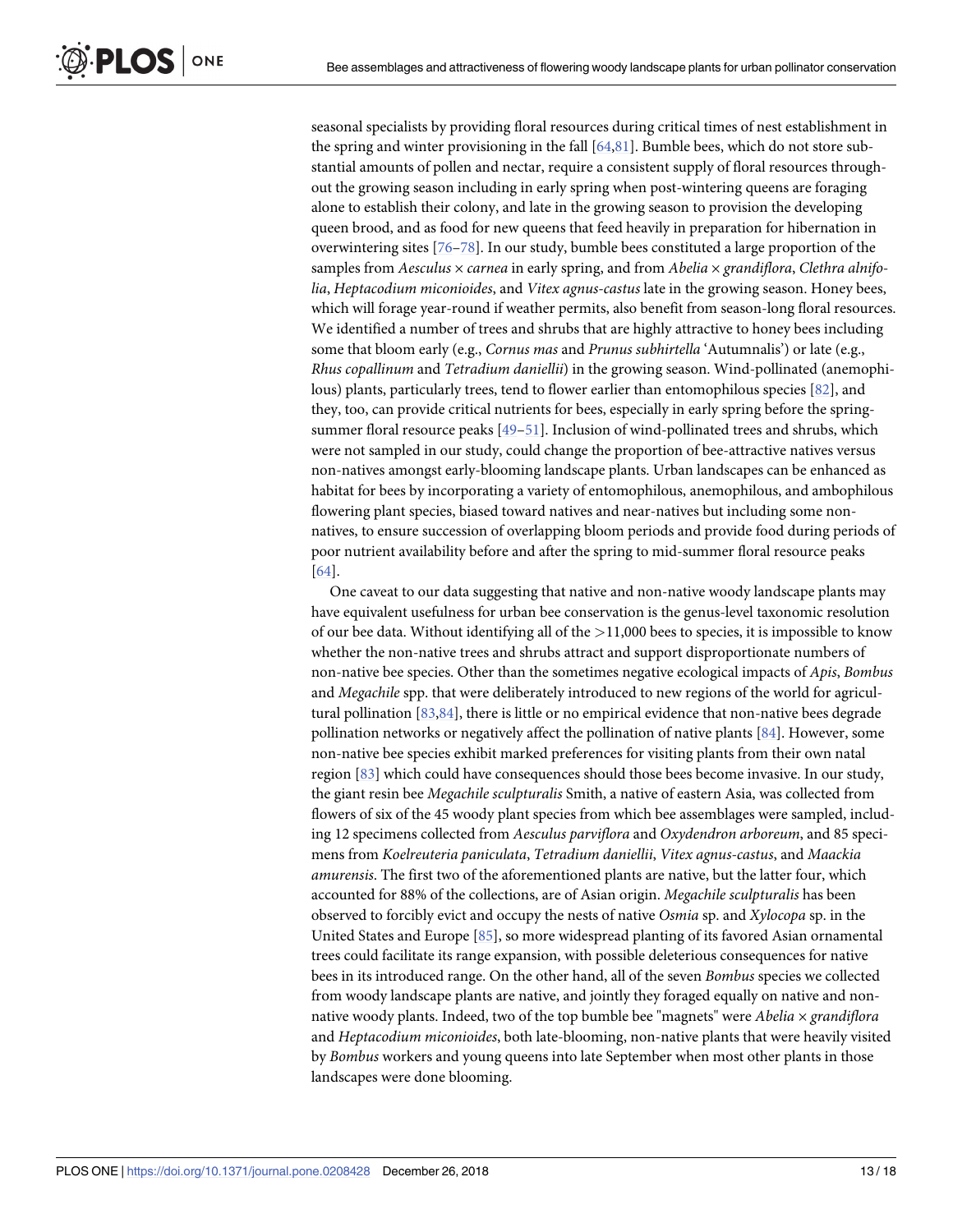seasonal specialists by providing floral resources during critical times of nest establishment in the spring and winter provisioning in the fall [64,81]. Bumble bees, which do not store substantial amounts of pollen and nectar, require a consistent supply of floral resources throughout the growing season including in early spring when post-wintering queens are foraging alone to establish their colony, and late in the growing season to provision the developing queen brood, and as food for new queens that feed heavily in preparation for hibernation in overwintering sites [76–78]. In our study, bumble bees constituted a large proportion of the samples from *Aesculus* × *carnea* in early spring, and from *Abelia* × *grandiflora*, *Clethra alnifolia*, *Heptacodium miconioides*, and *Vitex agnus-castus* late in the growing season. Honey bees, which will forage year-round if weather permits, also benefit from season-long floral resources. We identified a number of trees and shrubs that are highly attractive to honey bees including some that bloom early (e.g., *Cornus mas* and *Prunus subhirtella* 'Autumnalis') or late (e.g., *Rhus copallinum* and *Tetradium daniellii*) in the growing season. Wind-pollinated (anemophilous) plants, particularly trees, tend to flower earlier than entomophilous species [82], and they, too, can provide critical nutrients for bees, especially in early spring before the spring-summer floral resource peaks [49–51]. Inclusion of wind-pollinated trees and shrubs, which were not sampled in our study, could change the proportion of bee-attractive natives versus non-natives amongst early-blooming landscape plants. Urban landscapes can be enhanced as habitat for bees by incorporating a variety of entomophilous, anemophilous, and ambophilous flowering plant species, biased toward natives and near-natives but including some non-natives, to ensure succession of overlapping bloom periods and provide food during periods of poor nutrient availability before and after the spring to mid-summer floral resource peaks [64].

One caveat to our data suggesting that native and non-native woody landscape plants may have equivalent usefulness for urban bee conservation is the genus-level taxonomic resolution of our bee data. Without identifying all of the >11,000 bees to species, it is impossible to know whether the non-native trees and shrubs attract and support disproportionate numbers of non-native bee species. Other than the sometimes negative ecological impacts of *Apis*, *Bombus* and *Megachile* spp. that were deliberately introduced to new regions of the world for agricultural pollination [83,84], there is little or no empirical evidence that non-native bees degrade pollination networks or negatively affect the pollination of native plants [84]. However, some non-native bee species exhibit marked preferences for visiting plants from their own natal region [83] which could have consequences should those bees become invasive. In our study, the giant resin bee *Megachile sculpturalis* Smith, a native of eastern Asia, was collected from flowers of six of the 45 woody plant species from which bee assemblages were sampled, including 12 specimens collected from *Aesculus parviflora* and *Oxydendron arboreum*, and 85 specimens from *Koelreuteria paniculata*, *Tetradium daniellii*, *Vitex agnus-castus*, and *Maackia amurensis*. The first two of the aforementioned plants are native, but the latter four, which accounted for 88% of the collections, are of Asian origin. *Megachile sculpturalis* has been observed to forcibly evict and occupy the nests of native *Osmia* sp. and *Xylocopa* sp. in the United States and Europe [85], so more widespread planting of its favored Asian ornamental trees could facilitate its range expansion, with possible deleterious consequences for native bees in its introduced range. On the other hand, all of the seven *Bombus* species we collected from woody landscape plants are native, and jointly they foraged equally on native and non-native woody plants. Indeed, two of the top bumble bee "magnets" were *Abelia* × *grandiflora* and *Heptacodium miconioides*, both late-blooming, non-native plants that were heavily visited by *Bombus* workers and young queens into late September when most other plants in those landscapes were done blooming.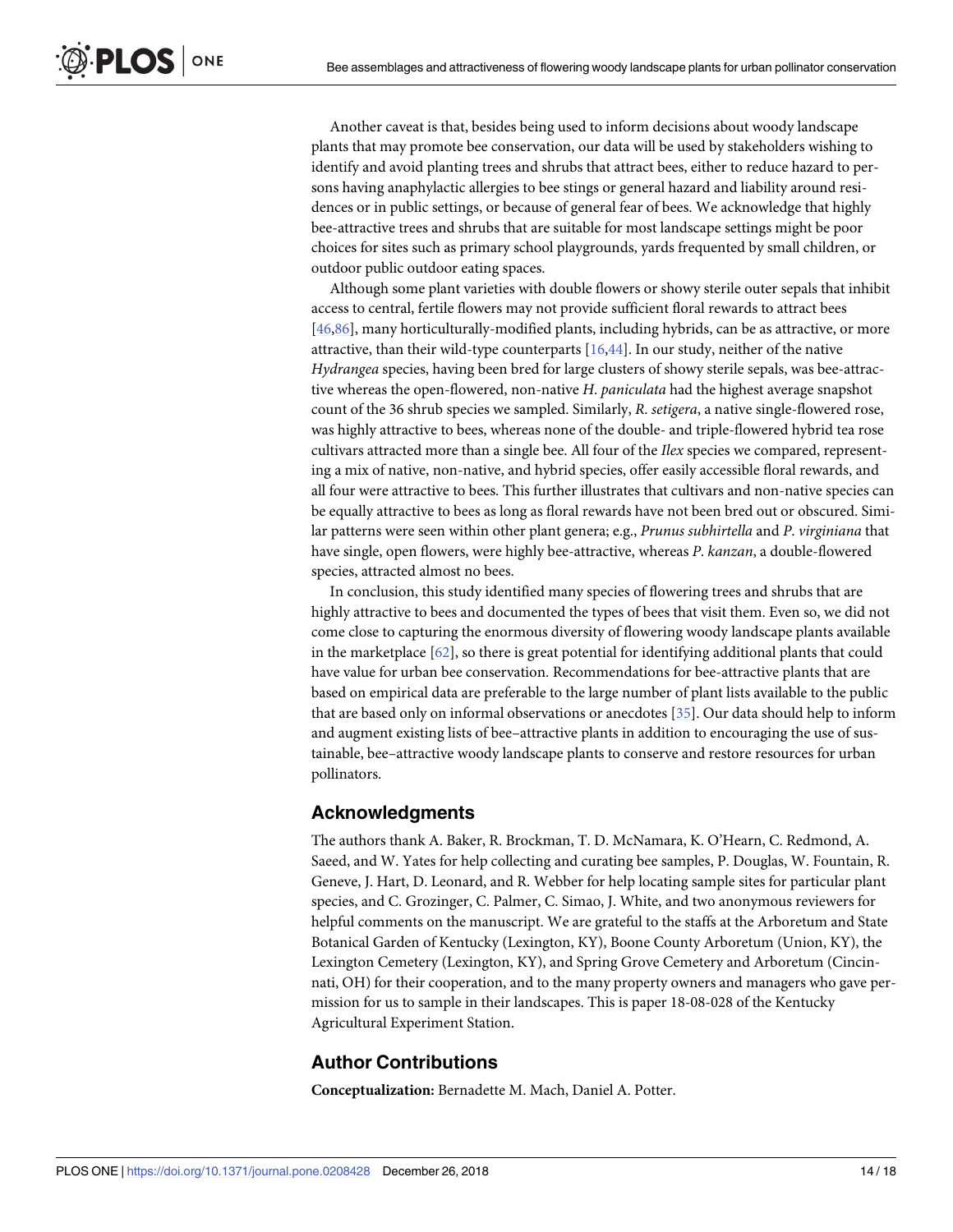Another caveat is that, besides being used to inform decisions about woody landscape plants that may promote bee conservation, our data will be used by stakeholders wishing to identify and avoid planting trees and shrubs that attract bees, either to reduce hazard to persons having anaphylactic allergies to bee stings or general hazard and liability around residences or in public settings, or because of general fear of bees. We acknowledge that highly bee-attractive trees and shrubs that are suitable for most landscape settings might be poor choices for sites such as primary school playgrounds, yards frequented by small children, or outdoor public outdoor eating spaces.

Although some plant varieties with double flowers or showy sterile outer sepals that inhibit access to central, fertile flowers may not provide sufficient floral rewards to attract bees [46,86], many horticulturally-modified plants, including hybrids, can be as attractive, or more attractive, than their wild-type counterparts [16,44]. In our study, neither of the native *Hydrangea* species, having been bred for large clusters of showy sterile sepals, was bee-attractive whereas the open-flowered, non-native *H. paniculata* had the highest average snapshot count of the 36 shrub species we sampled. Similarly, *R. setigera*, a native single-flowered rose, was highly attractive to bees, whereas none of the double- and triple-flowered hybrid tea rose cultivars attracted more than a single bee. All four of the *Ilex* species we compared, representing a mix of native, non-native, and hybrid species, offer easily accessible floral rewards, and all four were attractive to bees. This further illustrates that cultivars and non-native species can be equally attractive to bees as long as floral rewards have not been bred out or obscured. Similar patterns were seen within other plant genera; e.g., *Prunus subhirtella* and *P. virginiana* that have single, open flowers, were highly bee-attractive, whereas *P. kanzan*, a double-flowered species, attracted almost no bees.

In conclusion, this study identified many species of flowering trees and shrubs that are highly attractive to bees and documented the types of bees that visit them. Even so, we did not come close to capturing the enormous diversity of flowering woody landscape plants available in the marketplace [62], so there is great potential for identifying additional plants that could have value for urban bee conservation. Recommendations for bee-attractive plants that are based on empirical data are preferable to the large number of plant lists available to the public that are based only on informal observations or anecdotes [35]. Our data should help to inform and augment existing lists of bee–attractive plants in addition to encouraging the use of sustainable, bee–attractive woody landscape plants to conserve and restore resources for urban pollinators.

## Acknowledgments

The authors thank A. Baker, R. Brockman, T. D. McNamara, K. O'Hearn, C. Redmond, A. Saeed, and W. Yates for help collecting and curating bee samples, P. Douglas, W. Fountain, R. Geneve, J. Hart, D. Leonard, and R. Webber for help locating sample sites for particular plant species, and C. Grozinger, C. Palmer, C. Simao, J. White, and two anonymous reviewers for helpful comments on the manuscript. We are grateful to the staffs at the Arboretum and State Botanical Garden of Kentucky (Lexington, KY), Boone County Arboretum (Union, KY), the Lexington Cemetery (Lexington, KY), and Spring Grove Cemetery and Arboretum (Cincinnati, OH) for their cooperation, and to the many property owners and managers who gave permission for us to sample in their landscapes. This is paper 18-08-028 of the Kentucky Agricultural Experiment Station.

## Author Contributions

**Conceptualization:** Bernadette M. Mach, Daniel A. Potter.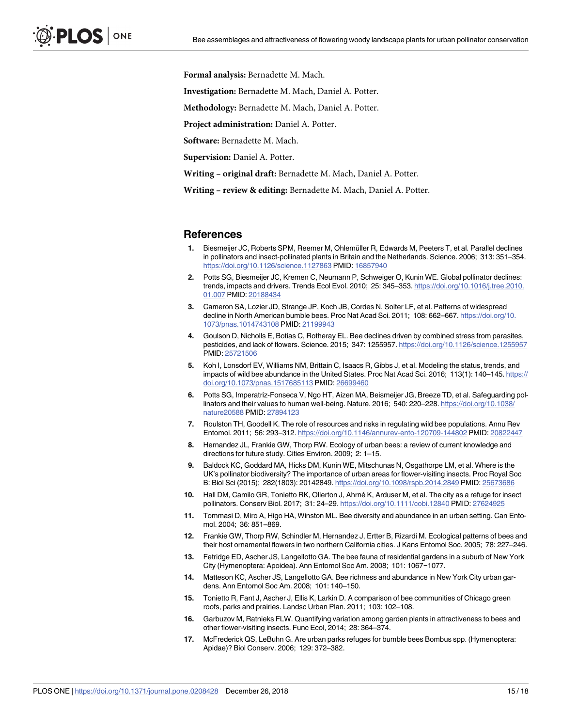**Formal analysis:** Bernadette M. Mach.

**Investigation:** Bernadette M. Mach, Daniel A. Potter.

**Methodology:** Bernadette M. Mach, Daniel A. Potter.

**Project administration:** Daniel A. Potter.

**Software:** Bernadette M. Mach.

**Supervision:** Daniel A. Potter.

**Writing – original draft:** Bernadette M. Mach, Daniel A. Potter.

**Writing – review & editing:** Bernadette M. Mach, Daniel A. Potter.

## References

1. Biesmeijer JC, Roberts SPM, Reemer M, Ohlemüller R, Edwards M, Peeters T, et al. Parallel declines in pollinators and insect-pollinated plants in Britain and the Netherlands. Science. 2006; 313: 351–354. https://doi.org/10.1126/science.1127863 PMID: 16857940
2. Potts SG, Biesmeijer JC, Kremen C, Neumann P, Schweiger O, Kunin WE. Global pollinator declines: trends, impacts and drivers. Trends Ecol Evol. 2010; 25: 345–353. https://doi.org/10.1016/j.tree.2010.01.007 PMID: 20188434
3. Cameron SA, Lozier JD, Strange JP, Koch JB, Cordes N, Solter LF, et al. Patterns of widespread decline in North American bumble bees. Proc Nat Acad Sci. 2011; 108: 662–667. https://doi.org/10.1073/pnas.1014743108 PMID: 21199943
4. Goulson D, Nicholls E, Botias C, Rotheray EL. Bee declines driven by combined stress from parasites, pesticides, and lack of flowers. Science. 2015; 347: 1255957. https://doi.org/10.1126/science.1255957 PMID: 25721506
5. Koh I, Lonsdorf EV, Williams NM, Brittain C, Isaacs R, Gibbs J, et al. Modeling the status, trends, and impacts of wild bee abundance in the United States. Proc Nat Acad Sci. 2016; 113(1): 140–145. https://doi.org/10.1073/pnas.1517685113 PMID: 26699460
6. Potts SG, Imperatriz-Fonseca V, Ngo HT, Aizen MA, Beismeijer JG, Breeze TD, et al. Safeguarding pollinators and their values to human well-being. Nature. 2016; 540: 220–228. https://doi.org/10.1038/nature20588 PMID: 27894123
7. Roulston TH, Goodell K. The role of resources and risks in regulating wild bee populations. Annu Rev Entomol. 2011; 56: 293–312. https://doi.org/10.1146/annurev-ento-120709-144802 PMID: 20822447
8. Hernandez JL, Frankie GW, Thorp RW. Ecology of urban bees: a review of current knowledge and directions for future study. Cities Environ. 2009; 2: 1–15.
9. Baldock KC, Goddard MA, Hicks DM, Kunin WE, Mitschunas N, Osgathorpe LM, et al. Where is the UK's pollinator biodiversity? The importance of urban areas for flower-visiting insects. Proc Royal Soc B: Biol Sci (2015); 282(1803): 20142849. https://doi.org/10.1098/rspb.2014.2849 PMID: 25673686
10. Hall DM, Camilo GR, Tonietto RK, Ollerton J, Ahrné K, Arduser M, et al. The city as a refuge for insect pollinators. Conserv Biol. 2017; 31: 24–29. https://doi.org/10.1111/cobi.12840 PMID: 27624925
11. Tommasi D, Miro A, Higo HA, Winston ML. Bee diversity and abundance in an urban setting. Can Entomol. 2004; 36: 851–869.
12. Frankie GW, Thorp RW, Schindler M, Hernandez J, Ertter B, Rizardi M. Ecological patterns of bees and their host ornamental flowers in two northern California cities. J Kans Entomol Soc. 2005; 78: 227–246.
13. Fetridge ED, Ascher JS, Langellotto GA. The bee fauna of residential gardens in a suburb of New York City (Hymenoptera: Apoidea). Ann Entomol Soc Am. 2008; 101: 1067−1077.
14. Matteson KC, Ascher JS, Langellotto GA. Bee richness and abundance in New York City urban gardens. Ann Entomol Soc Am. 2008; 101: 140–150.
15. Tonietto R, Fant J, Ascher J, Ellis K, Larkin D. A comparison of bee communities of Chicago green roofs, parks and prairies. Landsc Urban Plan. 2011; 103: 102–108.
16. Garbuzov M, Ratnieks FLW. Quantifying variation among garden plants in attractiveness to bees and other flower-visiting insects. Func Ecol, 2014; 28: 364–374.
17. McFrederick QS, LeBuhn G. Are urban parks refuges for bumble bees Bombus spp. (Hymenoptera: Apidae)? Biol Conserv. 2006; 129: 372–382.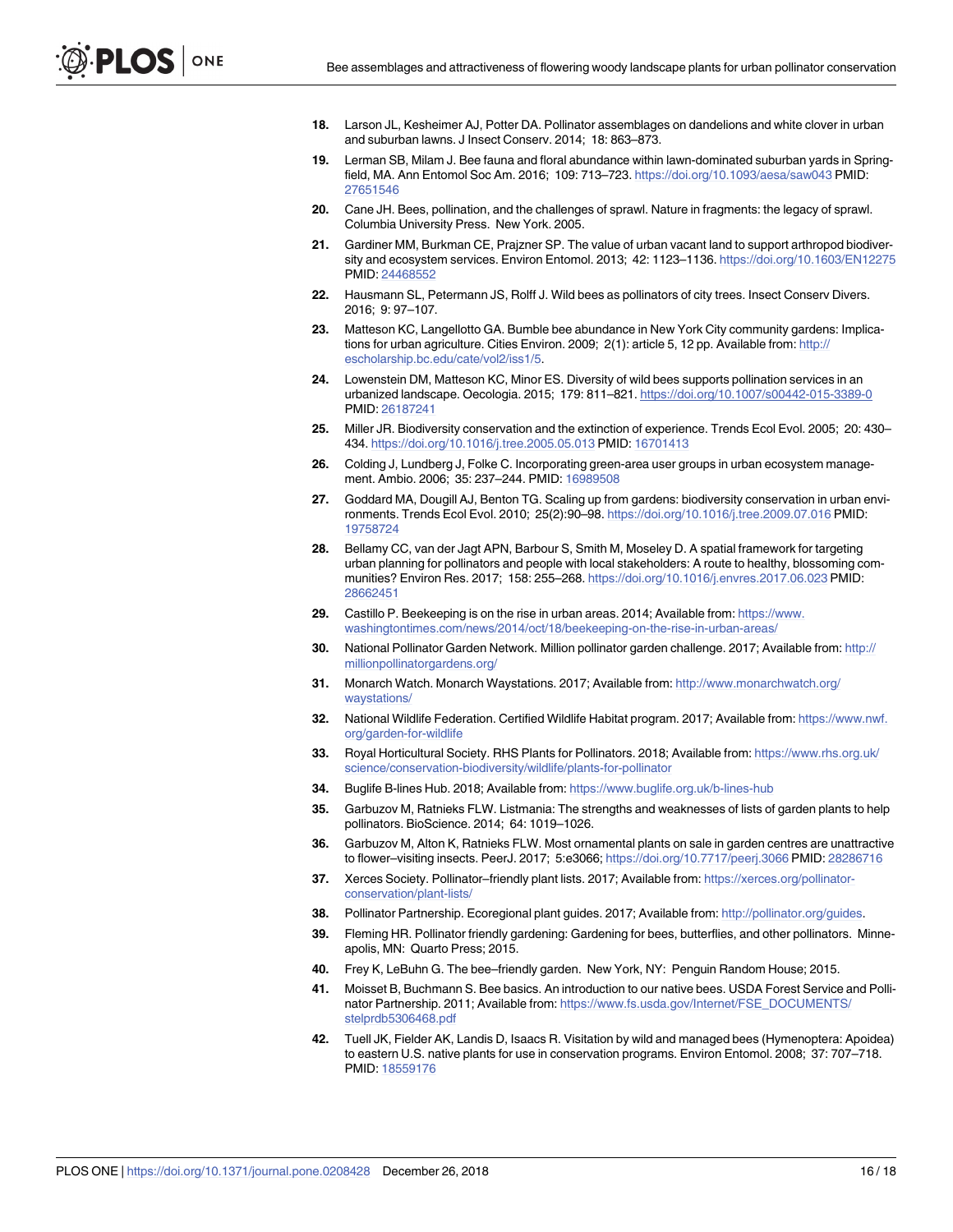18. Larson JL, Kesheimer AJ, Potter DA. Pollinator assemblages on dandelions and white clover in urban and suburban lawns. J Insect Conserv. 2014; 18: 863–873.
19. Lerman SB, Milam J. Bee fauna and floral abundance within lawn-dominated suburban yards in Springfield, MA. Ann Entomol Soc Am. 2016; 109: 713–723. https://doi.org/10.1093/aesa/saw043 PMID: 27651546
20. Cane JH. Bees, pollination, and the challenges of sprawl. Nature in fragments: the legacy of sprawl. Columbia University Press. New York. 2005.
21. Gardiner MM, Burkman CE, Prajzner SP. The value of urban vacant land to support arthropod biodiversity and ecosystem services. Environ Entomol. 2013; 42: 1123–1136. https://doi.org/10.1603/EN12275 PMID: 24468552
22. Hausmann SL, Petermann JS, Rolff J. Wild bees as pollinators of city trees. Insect Conserv Divers. 2016; 9: 97–107.
23. Matteson KC, Langellotto GA. Bumble bee abundance in New York City community gardens: Implications for urban agriculture. Cities Environ. 2009; 2(1): article 5, 12 pp. Available from: http://escholarship.bc.edu/cate/vol2/iss1/5.
24. Lowenstein DM, Matteson KC, Minor ES. Diversity of wild bees supports pollination services in an urbanized landscape. Oecologia. 2015; 179: 811–821. https://doi.org/10.1007/s00442-015-3389-0 PMID: 26187241
25. Miller JR. Biodiversity conservation and the extinction of experience. Trends Ecol Evol. 2005; 20: 430–434. https://doi.org/10.1016/j.tree.2005.05.013 PMID: 16701413
26. Colding J, Lundberg J, Folke C. Incorporating green-area user groups in urban ecosystem management. Ambio. 2006; 35: 237–244. PMID: 16989508
27. Goddard MA, Dougill AJ, Benton TG. Scaling up from gardens: biodiversity conservation in urban environments. Trends Ecol Evol. 2010; 25(2):90–98. https://doi.org/10.1016/j.tree.2009.07.016 PMID: 19758724
28. Bellamy CC, van der Jagt APN, Barbour S, Smith M, Moseley D. A spatial framework for targeting urban planning for pollinators and people with local stakeholders: A route to healthy, blossoming communities? Environ Res. 2017; 158: 255–268. https://doi.org/10.1016/j.envres.2017.06.023 PMID: 28662451
29. Castillo P. Beekeeping is on the rise in urban areas. 2014; Available from: https://www.washingtontimes.com/news/2014/oct/18/beekeeping-on-the-rise-in-urban-areas/
30. National Pollinator Garden Network. Million pollinator garden challenge. 2017; Available from: http://millionpollinatorgardens.org/
31. Monarch Watch. Monarch Waystations. 2017; Available from: http://www.monarchwatch.org/waystations/
32. National Wildlife Federation. Certified Wildlife Habitat program. 2017; Available from: https://www.nwf.org/garden-for-wildlife
33. Royal Horticultural Society. RHS Plants for Pollinators. 2018; Available from: https://www.rhs.org.uk/science/conservation-biodiversity/wildlife/plants-for-pollinator
34. Buglife B-lines Hub. 2018; Available from: https://www.buglife.org.uk/b-lines-hub
35. Garbuzov M, Ratnieks FLW. Listmania: The strengths and weaknesses of lists of garden plants to help pollinators. BioScience. 2014; 64: 1019–1026.
36. Garbuzov M, Alton K, Ratnieks FLW. Most ornamental plants on sale in garden centres are unattractive to flower–visiting insects. PeerJ. 2017; 5:e3066; https://doi.org/10.7717/peerj.3066 PMID: 28286716
37. Xerces Society. Pollinator–friendly plant lists. 2017; Available from: https://xerces.org/pollinator-conservation/plant-lists/
38. Pollinator Partnership. Ecoregional plant guides. 2017; Available from: http://pollinator.org/guides.
39. Fleming HR. Pollinator friendly gardening: Gardening for bees, butterflies, and other pollinators. Minneapolis, MN: Quarto Press; 2015.
40. Frey K, LeBuhn G. The bee–friendly garden. New York, NY: Penguin Random House; 2015.
41. Moisset B, Buchmann S. Bee basics. An introduction to our native bees. USDA Forest Service and Pollinator Partnership. 2011; Available from: https://www.fs.usda.gov/Internet/FSE_DOCUMENTS/stelprdb5306468.pdf
42. Tuell JK, Fielder AK, Landis D, Isaacs R. Visitation by wild and managed bees (Hymenoptera: Apoidea) to eastern U.S. native plants for use in conservation programs. Environ Entomol. 2008; 37: 707–718. PMID: 18559176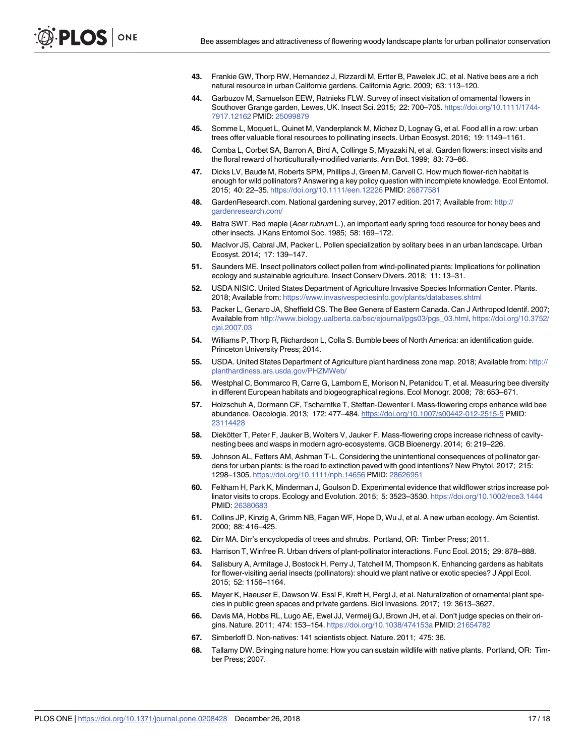43. Frankie GW, Thorp RW, Hernandez J, Rizzardi M, Ertter B, Pawelek JC, et al. Native bees are a rich natural resource in urban California gardens. California Agric. 2009; 63: 113–120.
44. Garbuzov M, Samuelson EEW, Ratnieks FLW. Survey of insect visitation of ornamental flowers in Southover Grange garden, Lewes, UK. Insect Sci. 2015; 22: 700–705. https://doi.org/10.1111/1744-7917.12162 PMID: 25099879
45. Somme L, Moquet L, Quinet M, Vanderplanck M, Michez D, Lognay G, et al. Food all in a row: urban trees offer valuable floral resources to pollinating insects. Urban Ecosyst. 2016; 19: 1149–1161.
46. Comba L, Corbet SA, Barron A, Bird A, Collinge S, Miyazaki N, et al. Garden flowers: insect visits and the floral reward of horticulturally-modified variants. Ann Bot. 1999; 83: 73–86.
47. Dicks LV, Baude M, Roberts SPM, Phillips J, Green M, Carvell C. How much flower-rich habitat is enough for wild pollinators? Answering a key policy question with incomplete knowledge. Ecol Entomol. 2015; 40: 22–35. https://doi.org/10.1111/een.12226 PMID: 26877581
48. GardenResearch.com. National gardening survey, 2017 edition. 2017; Available from: http://gardenresearch.com/
49. Batra SWT. Red maple (*Acer rubrum* L.), an important early spring food resource for honey bees and other insects. J Kans Entomol Soc. 1985; 58: 169–172.
50. MacIvor JS, Cabral JM, Packer L. Pollen specialization by solitary bees in an urban landscape. Urban Ecosyst. 2014; 17: 139–147.
51. Saunders ME. Insect pollinators collect pollen from wind-pollinated plants: Implications for pollination ecology and sustainable agriculture. Insect Conserv Divers. 2018; 11: 13–31.
52. USDA NISIC. United States Department of Agriculture Invasive Species Information Center. Plants. 2018; Available from: https://www.invasivespeciesinfo.gov/plants/databases.shtml
53. Packer L, Genaro JA, Sheffield CS. The Bee Genera of Eastern Canada. Can J Arthropod Identif. 2007; Available from http://www.biology.ualberta.ca/bsc/ejournal/pgs03/pgs_03.html, https://doi.org/10.3752/cjai.2007.03
54. Williams P, Thorp R, Richardson L, Colla S. Bumble bees of North America: an identification guide. Princeton University Press; 2014.
55. USDA. United States Department of Agriculture plant hardiness zone map. 2018; Available from: http://planthardiness.ars.usda.gov/PHZMWeb/
56. Westphal C, Bommarco R, Carre G, Lamborn E, Morison N, Petanidou T, et al. Measuring bee diversity in different European habitats and biogeographical regions. Ecol Monogr. 2008; 78: 653–671.
57. Holzschuh A, Dormann CF, Tscharntke T, Steffan-Dewenter I. Mass-flowering crops enhance wild bee abundance. Oecologia. 2013; 172: 477–484. https://doi.org/10.1007/s00442-012-2515-5 PMID: 23114428
58. Diekötter T, Peter F, Jauker B, Wolters V, Jauker F. Mass-flowering crops increase richness of cavity-nesting bees and wasps in modern agro-ecosystems. GCB Bioenergy. 2014; 6: 219–226.
59. Johnson AL, Fetters AM, Ashman T-L. Considering the unintentional consequences of pollinator gardens for urban plants: is the road to extinction paved with good intentions? New Phytol. 2017; 215: 1298–1305. https://doi.org/10.1111/nph.14656 PMID: 28626951
60. Feltham H, Park K, Minderman J, Goulson D. Experimental evidence that wildflower strips increase pollinator visits to crops. Ecology and Evolution. 2015; 5: 3523–3530. https://doi.org/10.1002/ece3.1444 PMID: 26380683
61. Collins JP, Kinzig A, Grimm NB, Fagan WF, Hope D, Wu J, et al. A new urban ecology. Am Scientist. 2000; 88: 416–425.
62. Dirr MA. Dirr's encyclopedia of trees and shrubs. Portland, OR: Timber Press; 2011.
63. Harrison T, Winfree R. Urban drivers of plant-pollinator interactions. Func Ecol. 2015; 29: 878–888.
64. Salisbury A, Armitage J, Bostock H, Perry J, Tatchell M, Thompson K. Enhancing gardens as habitats for flower-visiting aerial insects (pollinators): should we plant native or exotic species? J Appl Ecol. 2015; 52: 1156–1164.
65. Mayer K, Haeuser E, Dawson W, Essl F, Kreft H, Pergl J, et al. Naturalization of ornamental plant species in public green spaces and private gardens. Biol Invasions. 2017; 19: 3613–3627.
66. Davis MA, Hobbs RL, Lugo AE, Ewel JJ, Vermeij GJ, Brown JH, et al. Don't judge species on their origins. Nature. 2011; 474: 153–154. https://doi.org/10.1038/474153a PMID: 21654782
67. Simberloff D. Non-natives: 141 scientists object. Nature. 2011; 475: 36.
68. Tallamy DW. Bringing nature home: How you can sustain wildlife with native plants. Portland, OR: Timber Press; 2007.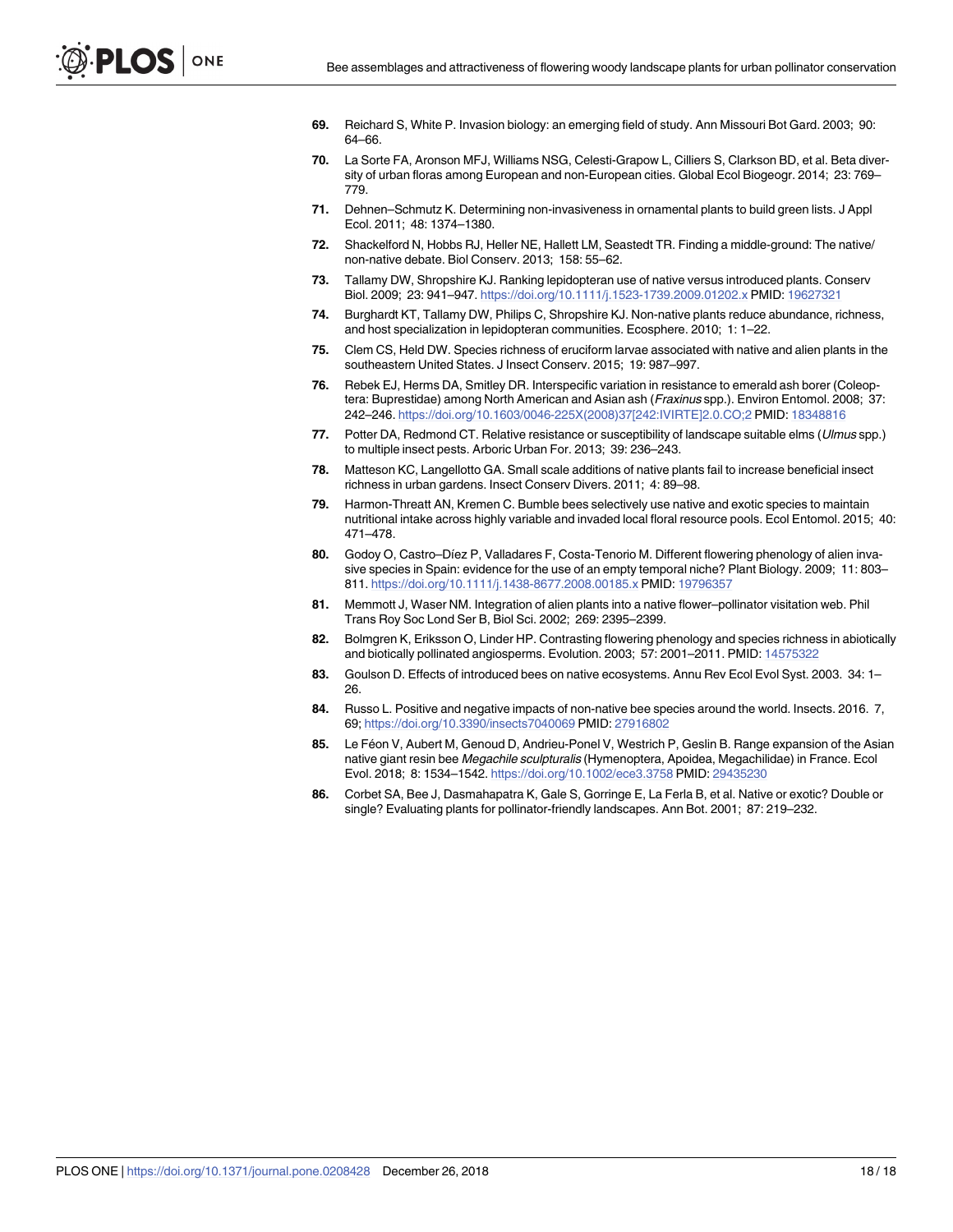69. Reichard S, White P. Invasion biology: an emerging field of study. Ann Missouri Bot Gard. 2003; 90: 64–66.
70. La Sorte FA, Aronson MFJ, Williams NSG, Celesti-Grapow L, Cilliers S, Clarkson BD, et al. Beta diversity of urban floras among European and non-European cities. Global Ecol Biogeogr. 2014; 23: 769–779.
71. Dehnen–Schmutz K. Determining non-invasiveness in ornamental plants to build green lists. J Appl Ecol. 2011; 48: 1374–1380.
72. Shackelford N, Hobbs RJ, Heller NE, Hallett LM, Seastedt TR. Finding a middle-ground: The native/non-native debate. Biol Conserv. 2013; 158: 55–62.
73. Tallamy DW, Shropshire KJ. Ranking lepidopteran use of native versus introduced plants. Conserv Biol. 2009; 23: 941–947. https://doi.org/10.1111/j.1523-1739.2009.01202.x PMID: 19627321
74. Burghardt KT, Tallamy DW, Philips C, Shropshire KJ. Non-native plants reduce abundance, richness, and host specialization in lepidopteran communities. Ecosphere. 2010; 1: 1–22.
75. Clem CS, Held DW. Species richness of eruciform larvae associated with native and alien plants in the southeastern United States. J Insect Conserv. 2015; 19: 987–997.
76. Rebek EJ, Herms DA, Smitley DR. Interspecific variation in resistance to emerald ash borer (Coleoptera: Buprestidae) among North American and Asian ash (*Fraxinus* spp.). Environ Entomol. 2008; 37: 242–246. https://doi.org/10.1603/0046-225X(2008)37[242:IVIRTE]2.0.CO;2 PMID: 18348816
77. Potter DA, Redmond CT. Relative resistance or susceptibility of landscape suitable elms (*Ulmus* spp.) to multiple insect pests. Arboric Urban For. 2013; 39: 236–243.
78. Matteson KC, Langellotto GA. Small scale additions of native plants fail to increase beneficial insect richness in urban gardens. Insect Conserv Divers. 2011; 4: 89–98.
79. Harmon-Threatt AN, Kremen C. Bumble bees selectively use native and exotic species to maintain nutritional intake across highly variable and invaded local floral resource pools. Ecol Entomol. 2015; 40: 471–478.
80. Godoy O, Castro–Díez P, Valladares F, Costa-Tenorio M. Different flowering phenology of alien invasive species in Spain: evidence for the use of an empty temporal niche? Plant Biology. 2009; 11: 803–811. https://doi.org/10.1111/j.1438-8677.2008.00185.x PMID: 19796357
81. Memmott J, Waser NM. Integration of alien plants into a native flower–pollinator visitation web. Phil Trans Roy Soc Lond Ser B, Biol Sci. 2002; 269: 2395–2399.
82. Bolmgren K, Eriksson O, Linder HP. Contrasting flowering phenology and species richness in abiotically and biotically pollinated angiosperms. Evolution. 2003; 57: 2001–2011. PMID: 14575322
83. Goulson D. Effects of introduced bees on native ecosystems. Annu Rev Ecol Evol Syst. 2003. 34: 1–26.
84. Russo L. Positive and negative impacts of non-native bee species around the world. Insects. 2016. 7, 69; https://doi.org/10.3390/insects7040069 PMID: 27916802
85. Le Féon V, Aubert M, Genoud D, Andrieu-Ponel V, Westrich P, Geslin B. Range expansion of the Asian native giant resin bee *Megachile sculpturalis* (Hymenoptera, Apoidea, Megachilidae) in France. Ecol Evol. 2018; 8: 1534–1542. https://doi.org/10.1002/ece3.3758 PMID: 29435230
86. Corbet SA, Bee J, Dasmahapatra K, Gale S, Gorringe E, La Ferla B, et al. Native or exotic? Double or single? Evaluating plants for pollinator-friendly landscapes. Ann Bot. 2001; 87: 219–232.